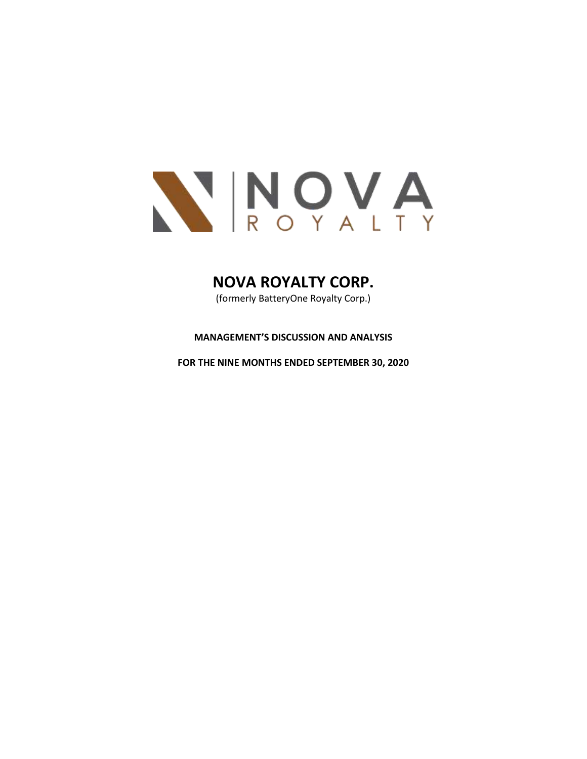# NOVA ROYALTY CORP.

(formerly BatteryOne Royalty Corp.)

**MANAGEMENT'S DISCUSSION AND ANALYSIS**

**FOR THE NINE MONTHS ENDED SEPTEMBER 30, 2020**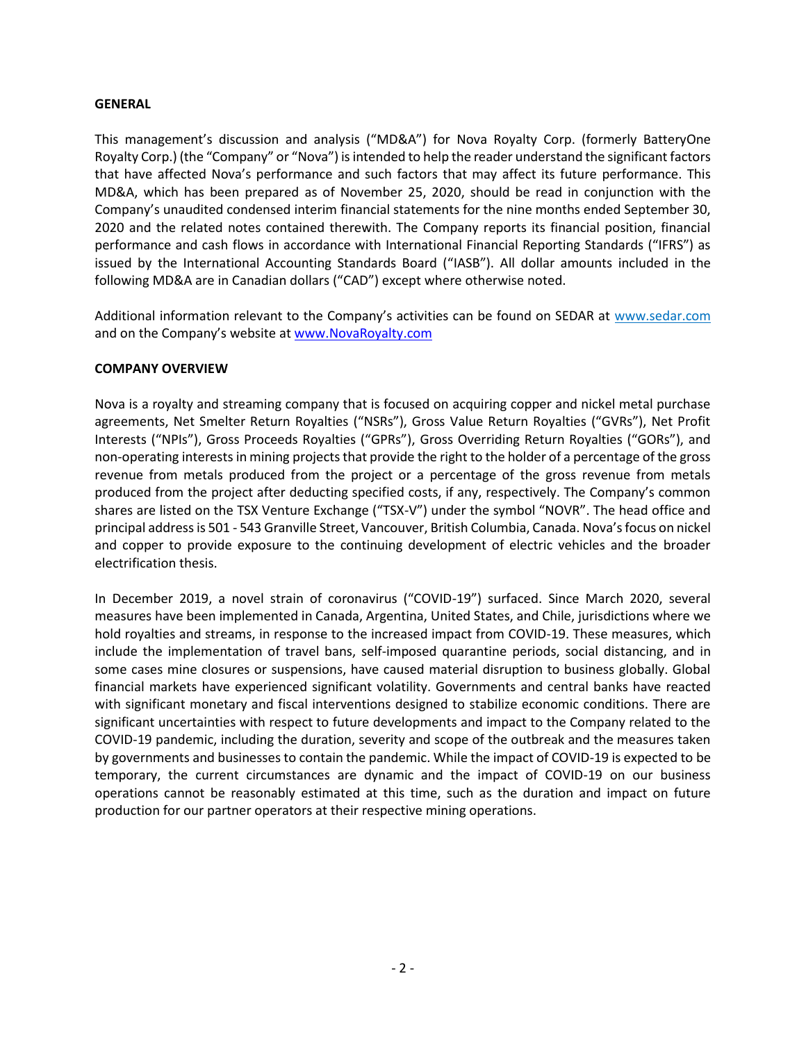## GENERAL

This management's discussion and analysis ("MD&A") for Nova Royalty Corp. (formerly BatteryOne Royalty Corp.) (the "Company" or "Nova") is intended to help the reader understand the significant factors that have affected Nova's performance and such factors that may affect its future performance. This MD&A, which has been prepared as of November 25, 2020, should be read in conjunction with the Company's unaudited condensed interim financial statements for the nine months ended September 30, 2020 and the related notes contained therewith. The Company reports its financial position, financial performance and cash flows in accordance with International Financial Reporting Standards ("IFRS") as issued by the International Accounting Standards Board ("IASB"). All dollar amounts included in the following MD&A are in Canadian dollars ("CAD") except where otherwise noted.

Additional information relevant to the Company's activities can be found on SEDAR at www.sedar.com and on the Company's website at www.NovaRoyalty.com

## COMPANY OVERVIEW

Nova is a royalty and streaming company that is focused on acquiring copper and nickel metal purchase agreements, Net Smelter Return Royalties ("NSRs"), Gross Value Return Royalties ("GVRs"), Net Profit Interests ("NPIs"), Gross Proceeds Royalties ("GPRs"), Gross Overriding Return Royalties ("GORs"), and non-operating interests in mining projects that provide the right to the holder of a percentage of the gross revenue from metals produced from the project or a percentage of the gross revenue from metals produced from the project after deducting specified costs, if any, respectively. The Company's common shares are listed on the TSX Venture Exchange ("TSX-V") under the symbol "NOVR". The head office and principal address is 501 - 543 Granville Street, Vancouver, British Columbia, Canada. Nova's focus on nickel and copper to provide exposure to the continuing development of electric vehicles and the broader electrification thesis.

In December 2019, a novel strain of coronavirus ("COVID-19") surfaced. Since March 2020, several measures have been implemented in Canada, Argentina, United States, and Chile, jurisdictions where we hold royalties and streams, in response to the increased impact from COVID-19. These measures, which include the implementation of travel bans, self-imposed quarantine periods, social distancing, and in some cases mine closures or suspensions, have caused material disruption to business globally. Global financial markets have experienced significant volatility. Governments and central banks have reacted with significant monetary and fiscal interventions designed to stabilize economic conditions. There are significant uncertainties with respect to future developments and impact to the Company related to the COVID-19 pandemic, including the duration, severity and scope of the outbreak and the measures taken by governments and businesses to contain the pandemic. While the impact of COVID-19 is expected to be temporary, the current circumstances are dynamic and the impact of COVID-19 on our business operations cannot be reasonably estimated at this time, such as the duration and impact on future production for our partner operators at their respective mining operations.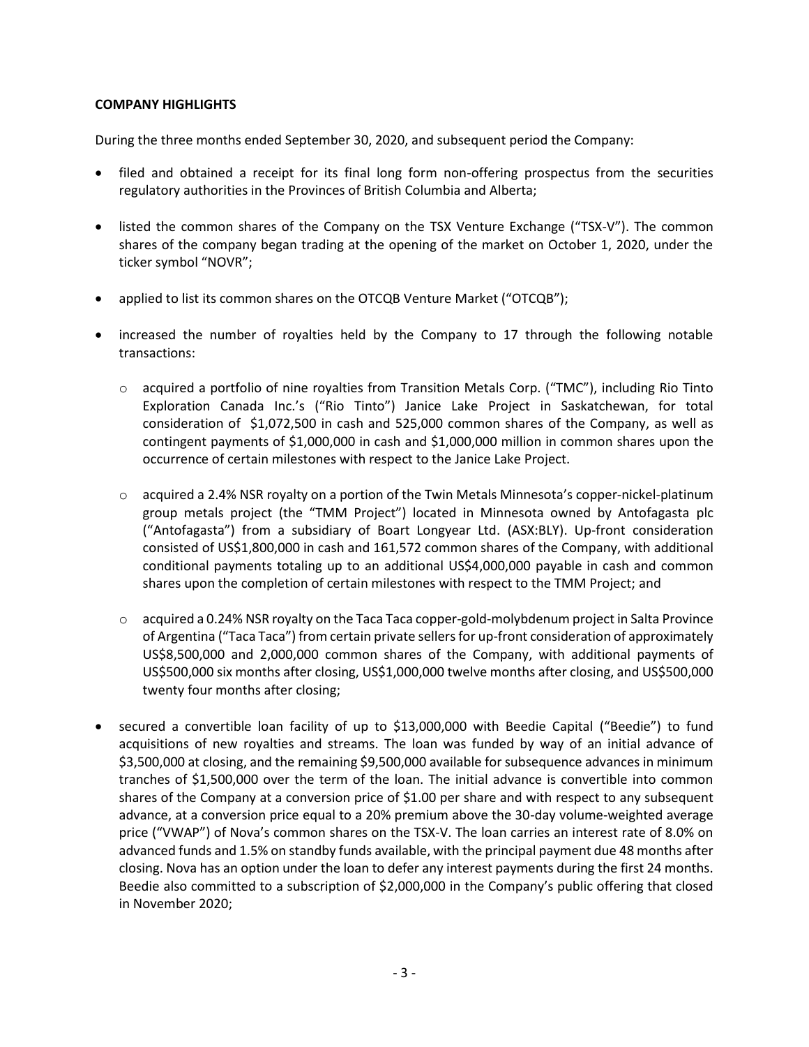**COMPANY HIGHLIGHTS**

During the three months ended September 30, 2020, and subsequent period the Company:

- filed and obtained a receipt for its final long form non-offering prospectus from the securities regulatory authorities in the Provinces of British Columbia and Alberta;

- listed the common shares of the Company on the TSX Venture Exchange ("TSX-V"). The common shares of the company began trading at the opening of the market on October 1, 2020, under the ticker symbol "NOVR";

- applied to list its common shares on the OTCQB Venture Market ("OTCQB");

- increased the number of royalties held by the Company to 17 through the following notable transactions:

  - acquired a portfolio of nine royalties from Transition Metals Corp. ("TMC"), including Rio Tinto Exploration Canada Inc.'s ("Rio Tinto") Janice Lake Project in Saskatchewan, for total consideration of $1,072,500 in cash and 525,000 common shares of the Company, as well as contingent payments of $1,000,000 in cash and $1,000,000 million in common shares upon the occurrence of certain milestones with respect to the Janice Lake Project.

  - acquired a 2.4% NSR royalty on a portion of the Twin Metals Minnesota's copper-nickel-platinum group metals project (the "TMM Project") located in Minnesota owned by Antofagasta plc ("Antofagasta") from a subsidiary of Boart Longyear Ltd. (ASX:BLY). Up-front consideration consisted of US$1,800,000 in cash and 161,572 common shares of the Company, with additional conditional payments totaling up to an additional US$4,000,000 payable in cash and common shares upon the completion of certain milestones with respect to the TMM Project; and

  - acquired a 0.24% NSR royalty on the Taca Taca copper-gold-molybdenum project in Salta Province of Argentina ("Taca Taca") from certain private sellers for up-front consideration of approximately US$8,500,000 and 2,000,000 common shares of the Company, with additional payments of US$500,000 six months after closing, US$1,000,000 twelve months after closing, and US$500,000 twenty four months after closing;

- secured a convertible loan facility of up to $13,000,000 with Beedie Capital ("Beedie") to fund acquisitions of new royalties and streams. The loan was funded by way of an initial advance of $3,500,000 at closing, and the remaining $9,500,000 available for subsequence advances in minimum tranches of $1,500,000 over the term of the loan. The initial advance is convertible into common shares of the Company at a conversion price of $1.00 per share and with respect to any subsequent advance, at a conversion price equal to a 20% premium above the 30-day volume-weighted average price ("VWAP") of Nova's common shares on the TSX-V. The loan carries an interest rate of 8.0% on advanced funds and 1.5% on standby funds available, with the principal payment due 48 months after closing. Nova has an option under the loan to defer any interest payments during the first 24 months. Beedie also committed to a subscription of $2,000,000 in the Company's public offering that closed in November 2020;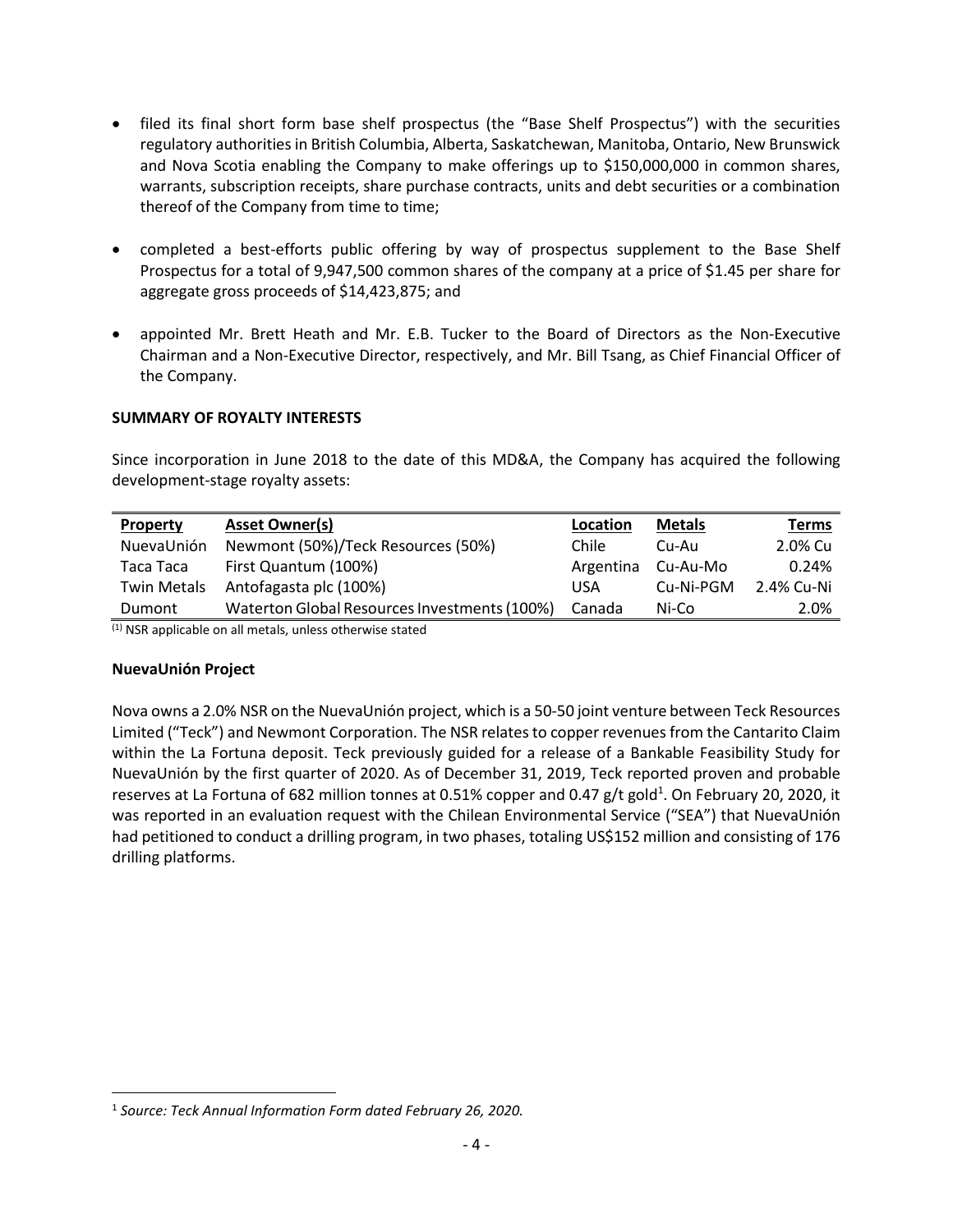- filed its final short form base shelf prospectus (the "Base Shelf Prospectus") with the securities regulatory authorities in British Columbia, Alberta, Saskatchewan, Manitoba, Ontario, New Brunswick and Nova Scotia enabling the Company to make offerings up to $150,000,000 in common shares, warrants, subscription receipts, share purchase contracts, units and debt securities or a combination thereof of the Company from time to time;

- completed a best-efforts public offering by way of prospectus supplement to the Base Shelf Prospectus for a total of 9,947,500 common shares of the company at a price of $1.45 per share for aggregate gross proceeds of $14,423,875; and

- appointed Mr. Brett Heath and Mr. E.B. Tucker to the Board of Directors as the Non-Executive Chairman and a Non-Executive Director, respectively, and Mr. Bill Tsang, as Chief Financial Officer of the Company.

**SUMMARY OF ROYALTY INTERESTS**

Since incorporation in June 2018 to the date of this MD&A, the Company has acquired the following development-stage royalty assets:

| Property | Asset Owner(s) | Location | Metals | Terms |
|---|---|---|---|---|
| NuevaUnión | Newmont (50%)/Teck Resources (50%) | Chile | Cu-Au | 2.0% Cu |
| Taca Taca | First Quantum (100%) | Argentina | Cu-Au-Mo | 0.24% |
| Twin Metals | Antofagasta plc (100%) | USA | Cu-Ni-PGM | 2.4% Cu-Ni |
| Dumont | Waterton Global Resources Investments (100%) | Canada | Ni-Co | 2.0% |

(1) NSR applicable on all metals, unless otherwise stated

**NuevaUnión Project**

Nova owns a 2.0% NSR on the NuevaUnión project, which is a 50-50 joint venture between Teck Resources Limited ("Teck") and Newmont Corporation. The NSR relates to copper revenues from the Cantarito Claim within the La Fortuna deposit. Teck previously guided for a release of a Bankable Feasibility Study for NuevaUnión by the first quarter of 2020. As of December 31, 2019, Teck reported proven and probable reserves at La Fortuna of 682 million tonnes at 0.51% copper and 0.47 g/t gold[1]. On February 20, 2020, it was reported in an evaluation request with the Chilean Environmental Service ("SEA") that NuevaUnión had petitioned to conduct a drilling program, in two phases, totaling US$152 million and consisting of 176 drilling platforms.

[1] *Source: Teck Annual Information Form dated February 26, 2020.*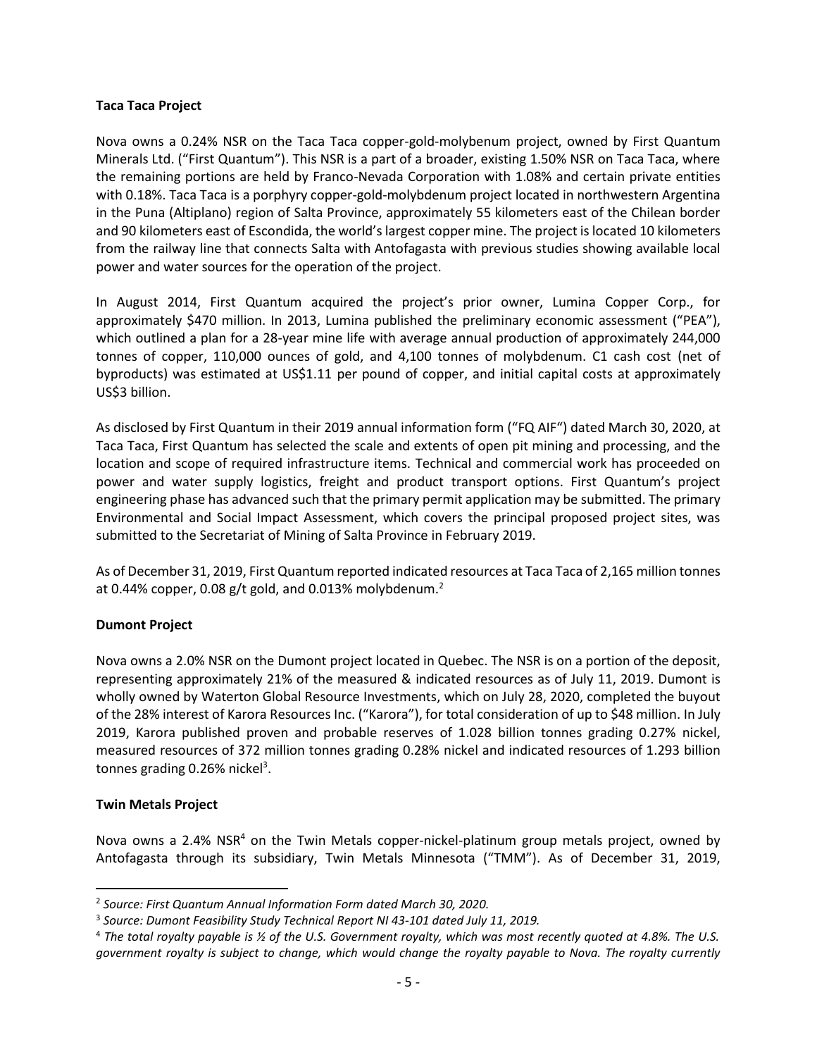**Taca Taca Project**

Nova owns a 0.24% NSR on the Taca Taca copper-gold-molybenum project, owned by First Quantum Minerals Ltd. ("First Quantum"). This NSR is a part of a broader, existing 1.50% NSR on Taca Taca, where the remaining portions are held by Franco-Nevada Corporation with 1.08% and certain private entities with 0.18%. Taca Taca is a porphyry copper-gold-molybdenum project located in northwestern Argentina in the Puna (Altiplano) region of Salta Province, approximately 55 kilometers east of the Chilean border and 90 kilometers east of Escondida, the world's largest copper mine. The project is located 10 kilometers from the railway line that connects Salta with Antofagasta with previous studies showing available local power and water sources for the operation of the project.

In August 2014, First Quantum acquired the project's prior owner, Lumina Copper Corp., for approximately $470 million. In 2013, Lumina published the preliminary economic assessment ("PEA"), which outlined a plan for a 28-year mine life with average annual production of approximately 244,000 tonnes of copper, 110,000 ounces of gold, and 4,100 tonnes of molybdenum. C1 cash cost (net of byproducts) was estimated at US$1.11 per pound of copper, and initial capital costs at approximately US$3 billion.

As disclosed by First Quantum in their 2019 annual information form ("FQ AIF") dated March 30, 2020, at Taca Taca, First Quantum has selected the scale and extents of open pit mining and processing, and the location and scope of required infrastructure items. Technical and commercial work has proceeded on power and water supply logistics, freight and product transport options. First Quantum's project engineering phase has advanced such that the primary permit application may be submitted. The primary Environmental and Social Impact Assessment, which covers the principal proposed project sites, was submitted to the Secretariat of Mining of Salta Province in February 2019.

As of December 31, 2019, First Quantum reported indicated resources at Taca Taca of 2,165 million tonnes at 0.44% copper, 0.08 g/t gold, and 0.013% molybdenum.[2]

**Dumont Project**

Nova owns a 2.0% NSR on the Dumont project located in Quebec. The NSR is on a portion of the deposit, representing approximately 21% of the measured & indicated resources as of July 11, 2019. Dumont is wholly owned by Waterton Global Resource Investments, which on July 28, 2020, completed the buyout of the 28% interest of Karora Resources Inc. ("Karora"), for total consideration of up to $48 million. In July 2019, Karora published proven and probable reserves of 1.028 billion tonnes grading 0.27% nickel, measured resources of 372 million tonnes grading 0.28% nickel and indicated resources of 1.293 billion tonnes grading 0.26% nickel[3].

**Twin Metals Project**

Nova owns a 2.4% NSR[4] on the Twin Metals copper-nickel-platinum group metals project, owned by Antofagasta through its subsidiary, Twin Metals Minnesota ("TMM"). As of December 31, 2019,

---

[2] *Source: First Quantum Annual Information Form dated March 30, 2020.*

[3] *Source: Dumont Feasibility Study Technical Report NI 43-101 dated July 11, 2019.*

[4] *The total royalty payable is ½ of the U.S. Government royalty, which was most recently quoted at 4.8%. The U.S. government royalty is subject to change, which would change the royalty payable to Nova. The royalty currently*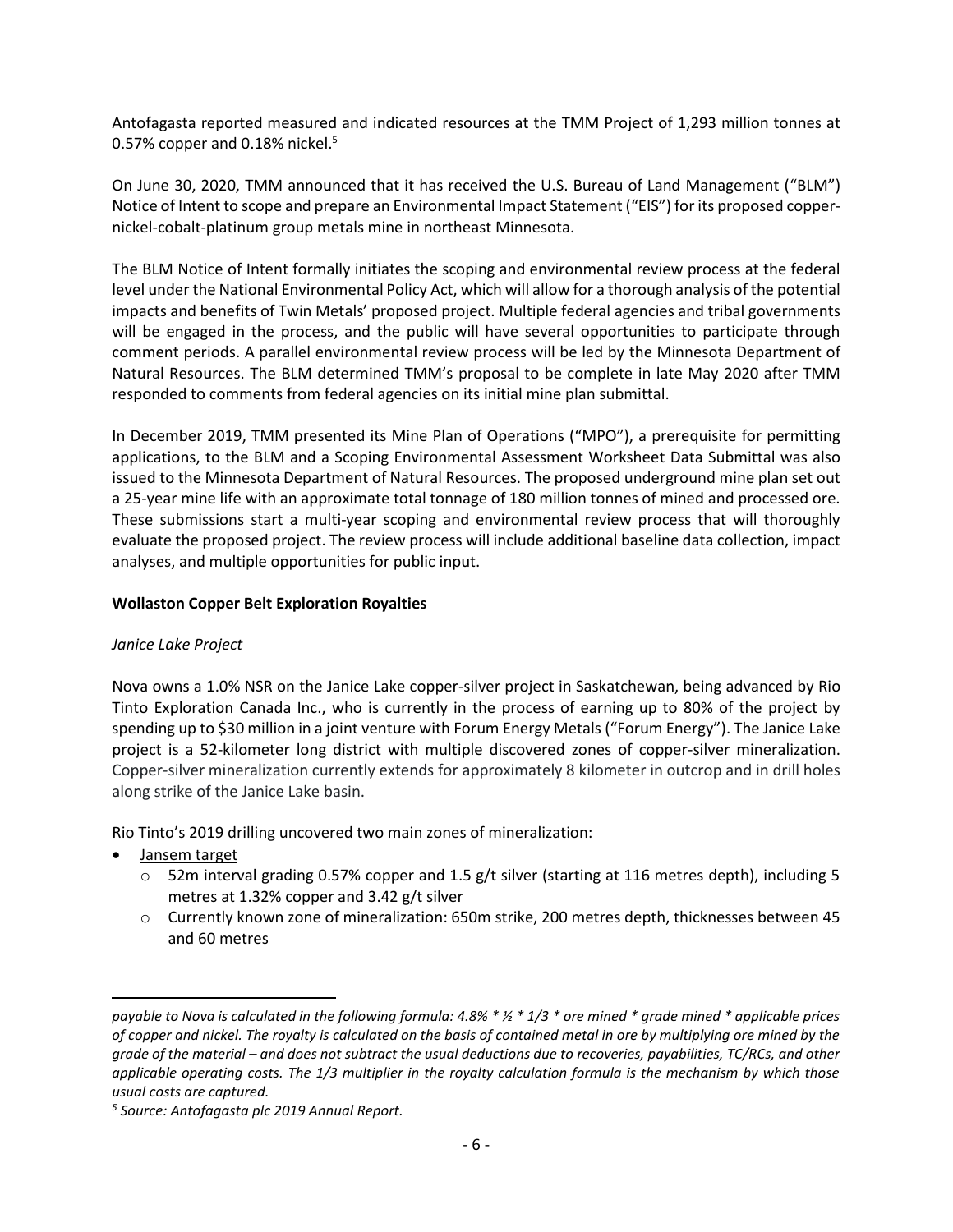Antofagasta reported measured and indicated resources at the TMM Project of 1,293 million tonnes at 0.57% copper and 0.18% nickel.[5]

On June 30, 2020, TMM announced that it has received the U.S. Bureau of Land Management ("BLM") Notice of Intent to scope and prepare an Environmental Impact Statement ("EIS") for its proposed copper-nickel-cobalt-platinum group metals mine in northeast Minnesota.

The BLM Notice of Intent formally initiates the scoping and environmental review process at the federal level under the National Environmental Policy Act, which will allow for a thorough analysis of the potential impacts and benefits of Twin Metals' proposed project. Multiple federal agencies and tribal governments will be engaged in the process, and the public will have several opportunities to participate through comment periods. A parallel environmental review process will be led by the Minnesota Department of Natural Resources. The BLM determined TMM's proposal to be complete in late May 2020 after TMM responded to comments from federal agencies on its initial mine plan submittal.

In December 2019, TMM presented its Mine Plan of Operations ("MPO"), a prerequisite for permitting applications, to the BLM and a Scoping Environmental Assessment Worksheet Data Submittal was also issued to the Minnesota Department of Natural Resources. The proposed underground mine plan set out a 25-year mine life with an approximate total tonnage of 180 million tonnes of mined and processed ore. These submissions start a multi-year scoping and environmental review process that will thoroughly evaluate the proposed project. The review process will include additional baseline data collection, impact analyses, and multiple opportunities for public input.

**Wollaston Copper Belt Exploration Royalties**

*Janice Lake Project*

Nova owns a 1.0% NSR on the Janice Lake copper-silver project in Saskatchewan, being advanced by Rio Tinto Exploration Canada Inc., who is currently in the process of earning up to 80% of the project by spending up to $30 million in a joint venture with Forum Energy Metals ("Forum Energy"). The Janice Lake project is a 52-kilometer long district with multiple discovered zones of copper-silver mineralization. Copper-silver mineralization currently extends for approximately 8 kilometer in outcrop and in drill holes along strike of the Janice Lake basin.

Rio Tinto's 2019 drilling uncovered two main zones of mineralization:

- Jansem target
  - 52m interval grading 0.57% copper and 1.5 g/t silver (starting at 116 metres depth), including 5 metres at 1.32% copper and 3.42 g/t silver
  - Currently known zone of mineralization: 650m strike, 200 metres depth, thicknesses between 45 and 60 metres

---

*payable to Nova is calculated in the following formula: 4.8% * ½ * 1/3 * ore mined * grade mined * applicable prices of copper and nickel. The royalty is calculated on the basis of contained metal in ore by multiplying ore mined by the grade of the material – and does not subtract the usual deductions due to recoveries, payabilities, TC/RCs, and other applicable operating costs. The 1/3 multiplier in the royalty calculation formula is the mechanism by which those usual costs are captured.*

[5] *Source: Antofagasta plc 2019 Annual Report.*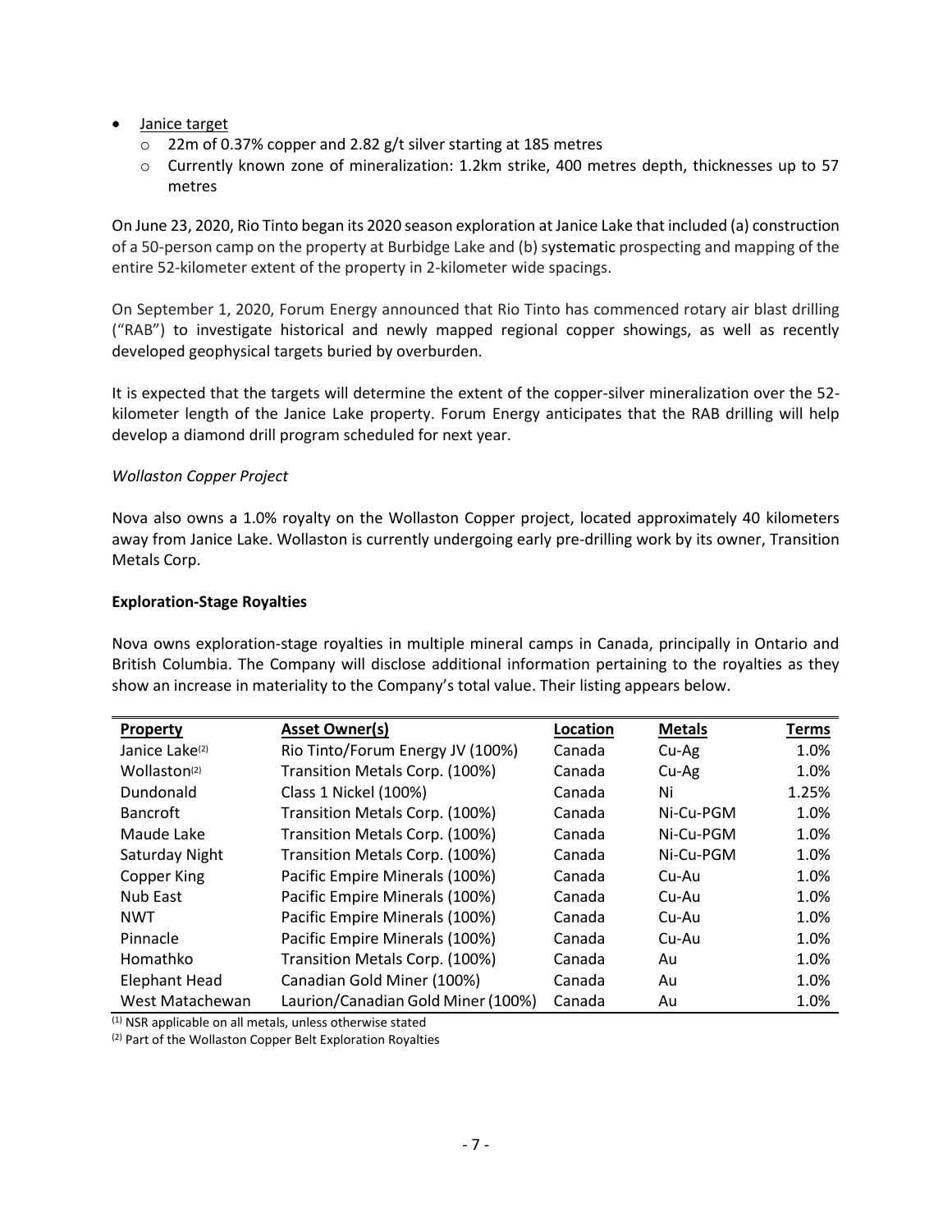- Janice target
  - 22m of 0.37% copper and 2.82 g/t silver starting at 185 metres
  - Currently known zone of mineralization: 1.2km strike, 400 metres depth, thicknesses up to 57 metres

On June 23, 2020, Rio Tinto began its 2020 season exploration at Janice Lake that included (a) construction of a 50-person camp on the property at Burbidge Lake and (b) systematic prospecting and mapping of the entire 52-kilometer extent of the property in 2-kilometer wide spacings.

On September 1, 2020, Forum Energy announced that Rio Tinto has commenced rotary air blast drilling ("RAB") to investigate historical and newly mapped regional copper showings, as well as recently developed geophysical targets buried by overburden.

It is expected that the targets will determine the extent of the copper-silver mineralization over the 52-kilometer length of the Janice Lake property. Forum Energy anticipates that the RAB drilling will help develop a diamond drill program scheduled for next year.

*Wollaston Copper Project*

Nova also owns a 1.0% royalty on the Wollaston Copper project, located approximately 40 kilometers away from Janice Lake. Wollaston is currently undergoing early pre-drilling work by its owner, Transition Metals Corp.

**Exploration-Stage Royalties**

Nova owns exploration-stage royalties in multiple mineral camps in Canada, principally in Ontario and British Columbia. The Company will disclose additional information pertaining to the royalties as they show an increase in materiality to the Company's total value. Their listing appears below.

| Property | Asset Owner(s) | Location | Metals | Terms |
|---|---|---|---|---|
| Janice Lake[2] | Rio Tinto/Forum Energy JV (100%) | Canada | Cu-Ag | 1.0% |
| Wollaston[2] | Transition Metals Corp. (100%) | Canada | Cu-Ag | 1.0% |
| Dundonald | Class 1 Nickel (100%) | Canada | Ni | 1.25% |
| Bancroft | Transition Metals Corp. (100%) | Canada | Ni-Cu-PGM | 1.0% |
| Maude Lake | Transition Metals Corp. (100%) | Canada | Ni-Cu-PGM | 1.0% |
| Saturday Night | Transition Metals Corp. (100%) | Canada | Ni-Cu-PGM | 1.0% |
| Copper King | Pacific Empire Minerals (100%) | Canada | Cu-Au | 1.0% |
| Nub East | Pacific Empire Minerals (100%) | Canada | Cu-Au | 1.0% |
| NWT | Pacific Empire Minerals (100%) | Canada | Cu-Au | 1.0% |
| Pinnacle | Pacific Empire Minerals (100%) | Canada | Cu-Au | 1.0% |
| Homathko | Transition Metals Corp. (100%) | Canada | Au | 1.0% |
| Elephant Head | Canadian Gold Miner (100%) | Canada | Au | 1.0% |
| West Matachewan | Laurion/Canadian Gold Miner (100%) | Canada | Au | 1.0% |

[1] NSR applicable on all metals, unless otherwise stated

[2] Part of the Wollaston Copper Belt Exploration Royalties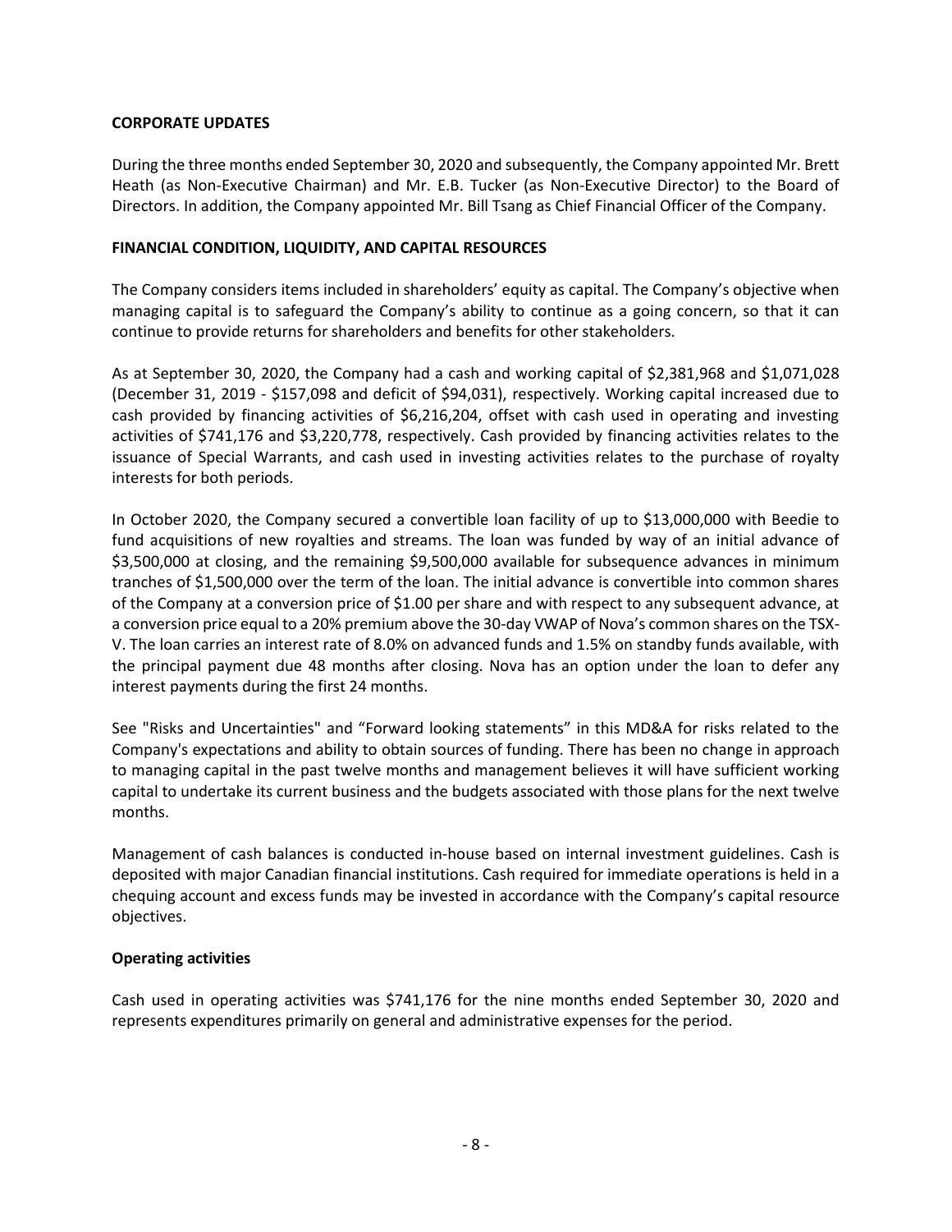## CORPORATE UPDATES

During the three months ended September 30, 2020 and subsequently, the Company appointed Mr. Brett Heath (as Non-Executive Chairman) and Mr. E.B. Tucker (as Non-Executive Director) to the Board of Directors. In addition, the Company appointed Mr. Bill Tsang as Chief Financial Officer of the Company.

## FINANCIAL CONDITION, LIQUIDITY, AND CAPITAL RESOURCES

The Company considers items included in shareholders' equity as capital. The Company's objective when managing capital is to safeguard the Company's ability to continue as a going concern, so that it can continue to provide returns for shareholders and benefits for other stakeholders.

As at September 30, 2020, the Company had a cash and working capital of $2,381,968 and $1,071,028 (December 31, 2019 - $157,098 and deficit of $94,031), respectively. Working capital increased due to cash provided by financing activities of $6,216,204, offset with cash used in operating and investing activities of $741,176 and $3,220,778, respectively. Cash provided by financing activities relates to the issuance of Special Warrants, and cash used in investing activities relates to the purchase of royalty interests for both periods.

In October 2020, the Company secured a convertible loan facility of up to $13,000,000 with Beedie to fund acquisitions of new royalties and streams. The loan was funded by way of an initial advance of $3,500,000 at closing, and the remaining $9,500,000 available for subsequence advances in minimum tranches of $1,500,000 over the term of the loan. The initial advance is convertible into common shares of the Company at a conversion price of $1.00 per share and with respect to any subsequent advance, at a conversion price equal to a 20% premium above the 30-day VWAP of Nova's common shares on the TSX-V. The loan carries an interest rate of 8.0% on advanced funds and 1.5% on standby funds available, with the principal payment due 48 months after closing. Nova has an option under the loan to defer any interest payments during the first 24 months.

See "Risks and Uncertainties" and "Forward looking statements" in this MD&A for risks related to the Company's expectations and ability to obtain sources of funding. There has been no change in approach to managing capital in the past twelve months and management believes it will have sufficient working capital to undertake its current business and the budgets associated with those plans for the next twelve months.

Management of cash balances is conducted in-house based on internal investment guidelines. Cash is deposited with major Canadian financial institutions. Cash required for immediate operations is held in a chequing account and excess funds may be invested in accordance with the Company's capital resource objectives.

### Operating activities

Cash used in operating activities was $741,176 for the nine months ended September 30, 2020 and represents expenditures primarily on general and administrative expenses for the period.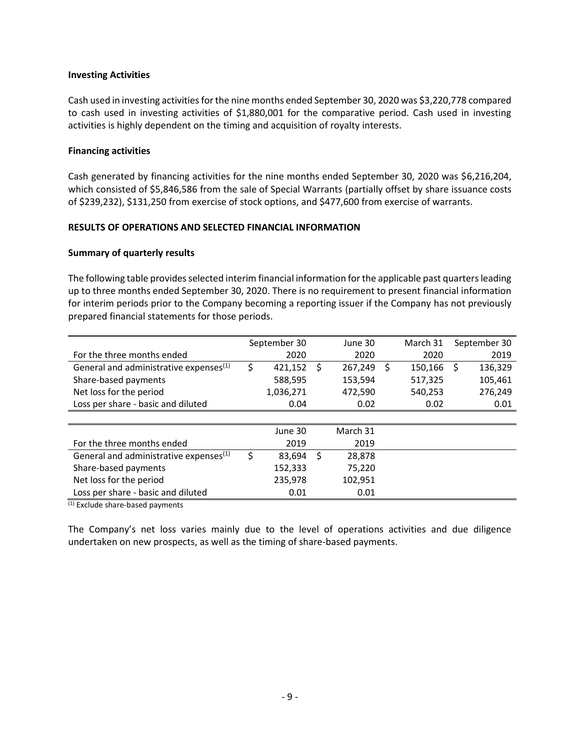### Investing Activities

Cash used in investing activities for the nine months ended September 30, 2020 was \$3,220,778 compared to cash used in investing activities of \$1,880,001 for the comparative period. Cash used in investing activities is highly dependent on the timing and acquisition of royalty interests.

### Financing activities

Cash generated by financing activities for the nine months ended September 30, 2020 was \$6,216,204, which consisted of \$5,846,586 from the sale of Special Warrants (partially offset by share issuance costs of \$239,232), \$131,250 from exercise of stock options, and \$477,600 from exercise of warrants.

## RESULTS OF OPERATIONS AND SELECTED FINANCIAL INFORMATION

### Summary of quarterly results

The following table provides selected interim financial information for the applicable past quarters leading up to three months ended September 30, 2020. There is no requirement to present financial information for interim periods prior to the Company becoming a reporting issuer if the Company has not previously prepared financial statements for those periods.

| For the three months ended | September 30 2020 | June 30 2020 | March 31 2020 | September 30 2019 |
|---|---|---|---|---|
| General and administrative expenses[(1)] | $ 421,152 | $ 267,249 | $ 150,166 | $ 136,329 |
| Share-based payments | 588,595 | 153,594 | 517,325 | 105,461 |
| Net loss for the period | 1,036,271 | 472,590 | 540,253 | 276,249 |
| Loss per share - basic and diluted | 0.04 | 0.02 | 0.02 | 0.01 |

| For the three months ended | June 30 2019 | March 31 2019 |
|---|---|---|
| General and administrative expenses[(1)] | $ 83,694 | $ 28,878 |
| Share-based payments | 152,333 | 75,220 |
| Net loss for the period | 235,978 | 102,951 |
| Loss per share - basic and diluted | 0.01 | 0.01 |

[(1)] Exclude share-based payments

The Company's net loss varies mainly due to the level of operations activities and due diligence undertaken on new prospects, as well as the timing of share-based payments.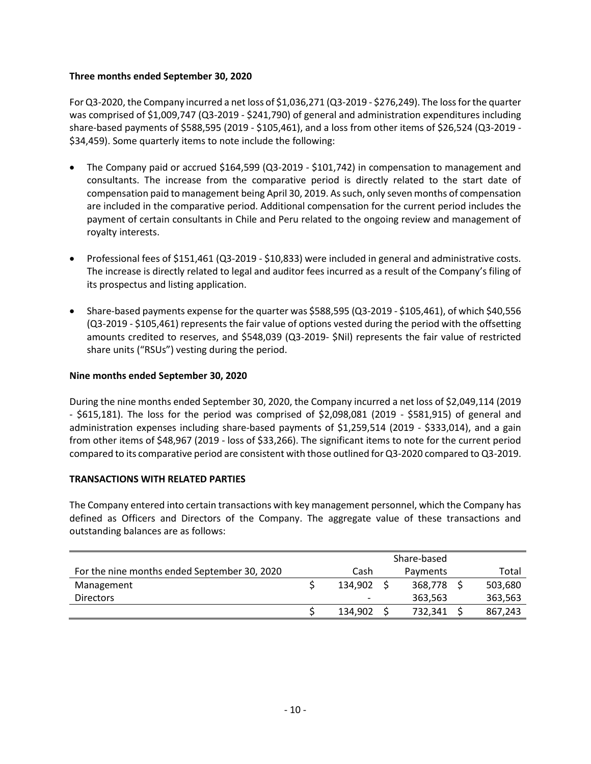**Three months ended September 30, 2020**

For Q3-2020, the Company incurred a net loss of $1,036,271 (Q3-2019 - $276,249). The loss for the quarter was comprised of $1,009,747 (Q3-2019 - $241,790) of general and administration expenditures including share-based payments of $588,595 (2019 - $105,461), and a loss from other items of $26,524 (Q3-2019 - $34,459). Some quarterly items to note include the following:

- The Company paid or accrued $164,599 (Q3-2019 - $101,742) in compensation to management and consultants. The increase from the comparative period is directly related to the start date of compensation paid to management being April 30, 2019. As such, only seven months of compensation are included in the comparative period. Additional compensation for the current period includes the payment of certain consultants in Chile and Peru related to the ongoing review and management of royalty interests.
- Professional fees of $151,461 (Q3-2019 - $10,833) were included in general and administrative costs. The increase is directly related to legal and auditor fees incurred as a result of the Company's filing of its prospectus and listing application.
- Share-based payments expense for the quarter was $588,595 (Q3-2019 - $105,461), of which $40,556 (Q3-2019 - $105,461) represents the fair value of options vested during the period with the offsetting amounts credited to reserves, and $548,039 (Q3-2019- $Nil) represents the fair value of restricted share units ("RSUs") vesting during the period.

**Nine months ended September 30, 2020**

During the nine months ended September 30, 2020, the Company incurred a net loss of $2,049,114 (2019 - $615,181). The loss for the period was comprised of $2,098,081 (2019 - $581,915) of general and administration expenses including share-based payments of $1,259,514 (2019 - $333,014), and a gain from other items of $48,967 (2019 - loss of $33,266). The significant items to note for the current period compared to its comparative period are consistent with those outlined for Q3-2020 compared to Q3-2019.

**TRANSACTIONS WITH RELATED PARTIES**

The Company entered into certain transactions with key management personnel, which the Company has defined as Officers and Directors of the Company. The aggregate value of these transactions and outstanding balances are as follows:

| For the nine months ended September 30, 2020 | Cash | Share-based Payments | Total |
|---|---|---|---|
| Management | $ 134,902 | $ 368,778 | $ 503,680 |
| Directors | - | 363,563 | 363,563 |
| | $ 134,902 | $ 732,341 | $ 867,243 |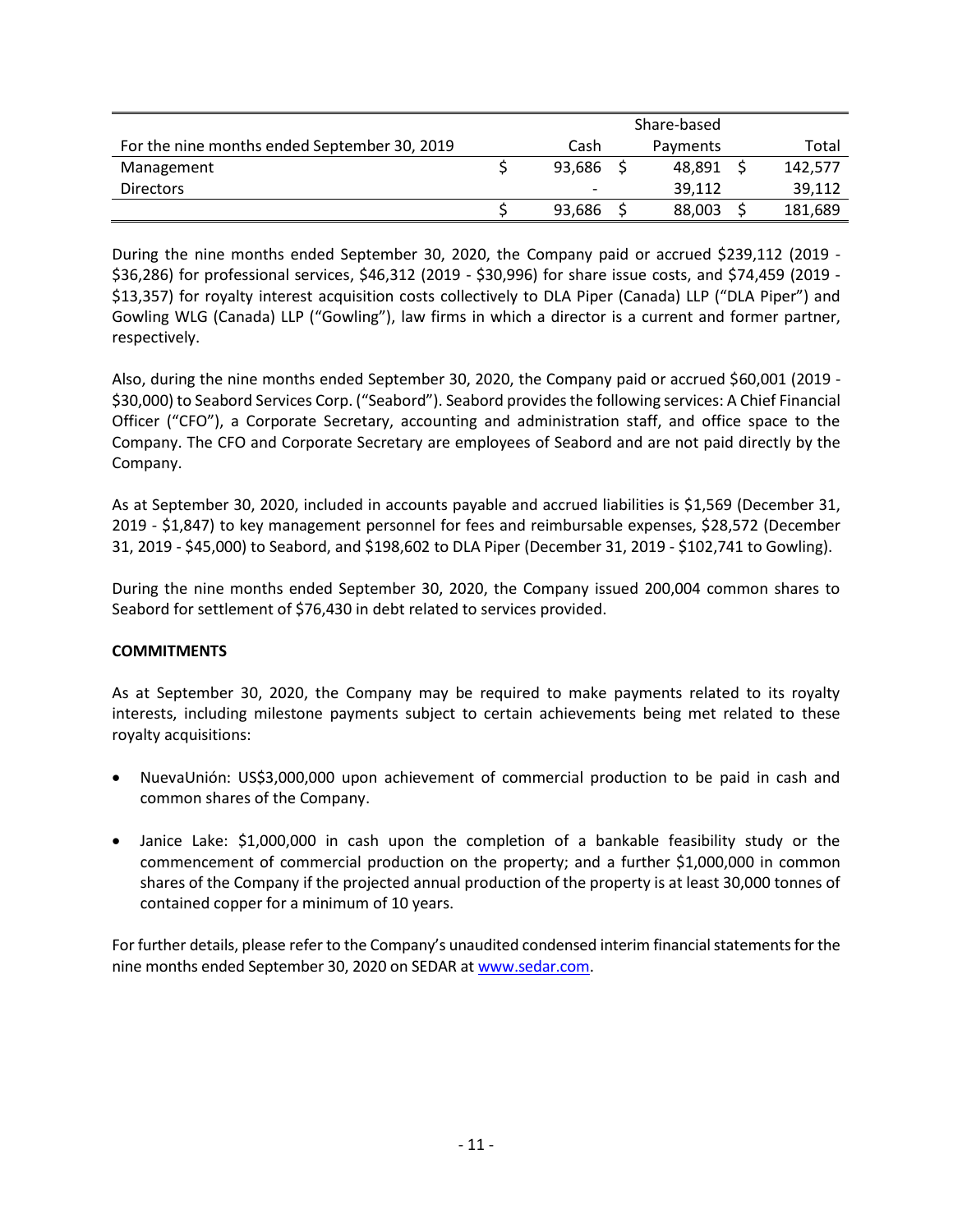| For the nine months ended September 30, 2019 | Cash | Share-based Payments | Total |
|---|---|---|---|
| Management | $ 93,686 | $ 48,891 | $ 142,577 |
| Directors | - | 39,112 | 39,112 |
| | $ 93,686 | $ 88,003 | $ 181,689 |

During the nine months ended September 30, 2020, the Company paid or accrued $239,112 (2019 - $36,286) for professional services, $46,312 (2019 - $30,996) for share issue costs, and $74,459 (2019 - $13,357) for royalty interest acquisition costs collectively to DLA Piper (Canada) LLP ("DLA Piper") and Gowling WLG (Canada) LLP ("Gowling"), law firms in which a director is a current and former partner, respectively.

Also, during the nine months ended September 30, 2020, the Company paid or accrued $60,001 (2019 - $30,000) to Seabord Services Corp. ("Seabord"). Seabord provides the following services: A Chief Financial Officer ("CFO"), a Corporate Secretary, accounting and administration staff, and office space to the Company. The CFO and Corporate Secretary are employees of Seabord and are not paid directly by the Company.

As at September 30, 2020, included in accounts payable and accrued liabilities is $1,569 (December 31, 2019 - $1,847) to key management personnel for fees and reimbursable expenses, $28,572 (December 31, 2019 - $45,000) to Seabord, and $198,602 to DLA Piper (December 31, 2019 - $102,741 to Gowling).

During the nine months ended September 30, 2020, the Company issued 200,004 common shares to Seabord for settlement of $76,430 in debt related to services provided.

**COMMITMENTS**

As at September 30, 2020, the Company may be required to make payments related to its royalty interests, including milestone payments subject to certain achievements being met related to these royalty acquisitions:

- NuevaUnión: US$3,000,000 upon achievement of commercial production to be paid in cash and common shares of the Company.
- Janice Lake: $1,000,000 in cash upon the completion of a bankable feasibility study or the commencement of commercial production on the property; and a further $1,000,000 in common shares of the Company if the projected annual production of the property is at least 30,000 tonnes of contained copper for a minimum of 10 years.

For further details, please refer to the Company's unaudited condensed interim financial statements for the nine months ended September 30, 2020 on SEDAR at www.sedar.com.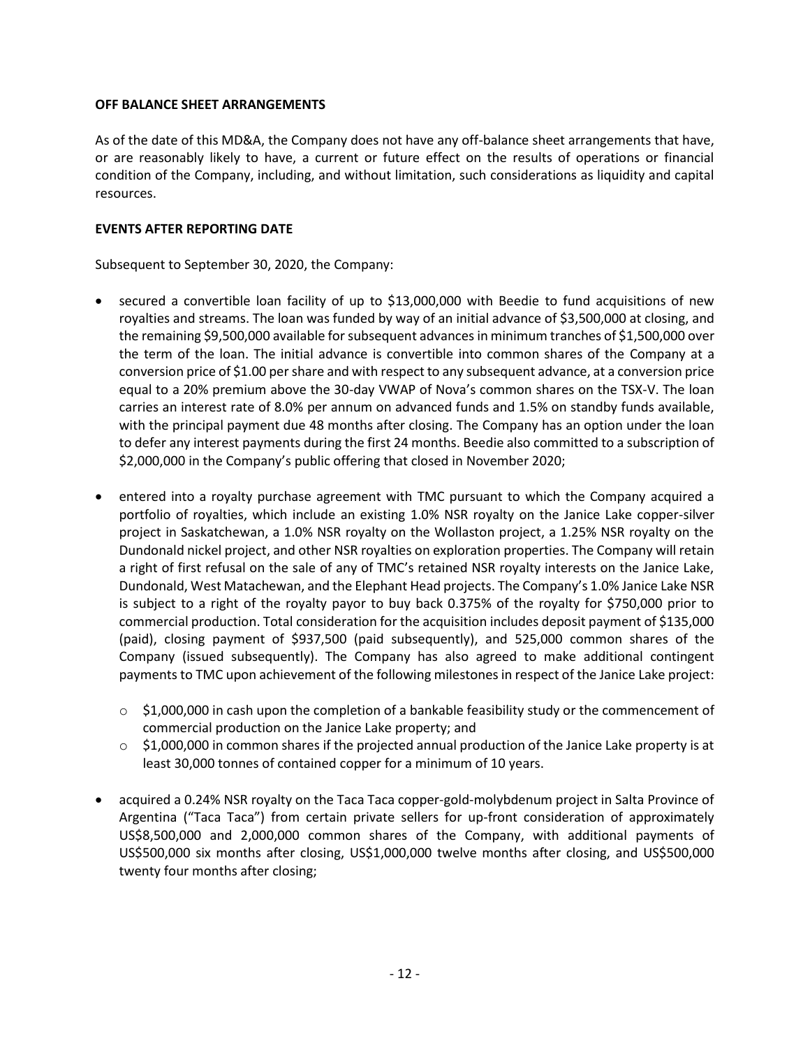## OFF BALANCE SHEET ARRANGEMENTS

As of the date of this MD&A, the Company does not have any off-balance sheet arrangements that have, or are reasonably likely to have, a current or future effect on the results of operations or financial condition of the Company, including, and without limitation, such considerations as liquidity and capital resources.

## EVENTS AFTER REPORTING DATE

Subsequent to September 30, 2020, the Company:

- secured a convertible loan facility of up to $13,000,000 with Beedie to fund acquisitions of new royalties and streams. The loan was funded by way of an initial advance of $3,500,000 at closing, and the remaining $9,500,000 available for subsequent advances in minimum tranches of $1,500,000 over the term of the loan. The initial advance is convertible into common shares of the Company at a conversion price of $1.00 per share and with respect to any subsequent advance, at a conversion price equal to a 20% premium above the 30-day VWAP of Nova's common shares on the TSX-V. The loan carries an interest rate of 8.0% per annum on advanced funds and 1.5% on standby funds available, with the principal payment due 48 months after closing. The Company has an option under the loan to defer any interest payments during the first 24 months. Beedie also committed to a subscription of $2,000,000 in the Company's public offering that closed in November 2020;

- entered into a royalty purchase agreement with TMC pursuant to which the Company acquired a portfolio of royalties, which include an existing 1.0% NSR royalty on the Janice Lake copper-silver project in Saskatchewan, a 1.0% NSR royalty on the Wollaston project, a 1.25% NSR royalty on the Dundonald nickel project, and other NSR royalties on exploration properties. The Company will retain a right of first refusal on the sale of any of TMC's retained NSR royalty interests on the Janice Lake, Dundonald, West Matachewan, and the Elephant Head projects. The Company's 1.0% Janice Lake NSR is subject to a right of the royalty payor to buy back 0.375% of the royalty for $750,000 prior to commercial production. Total consideration for the acquisition includes deposit payment of $135,000 (paid), closing payment of $937,500 (paid subsequently), and 525,000 common shares of the Company (issued subsequently). The Company has also agreed to make additional contingent payments to TMC upon achievement of the following milestones in respect of the Janice Lake project:
  - $1,000,000 in cash upon the completion of a bankable feasibility study or the commencement of commercial production on the Janice Lake property; and
  - $1,000,000 in common shares if the projected annual production of the Janice Lake property is at least 30,000 tonnes of contained copper for a minimum of 10 years.

- acquired a 0.24% NSR royalty on the Taca Taca copper-gold-molybdenum project in Salta Province of Argentina ("Taca Taca") from certain private sellers for up-front consideration of approximately US$8,500,000 and 2,000,000 common shares of the Company, with additional payments of US$500,000 six months after closing, US$1,000,000 twelve months after closing, and US$500,000 twenty four months after closing;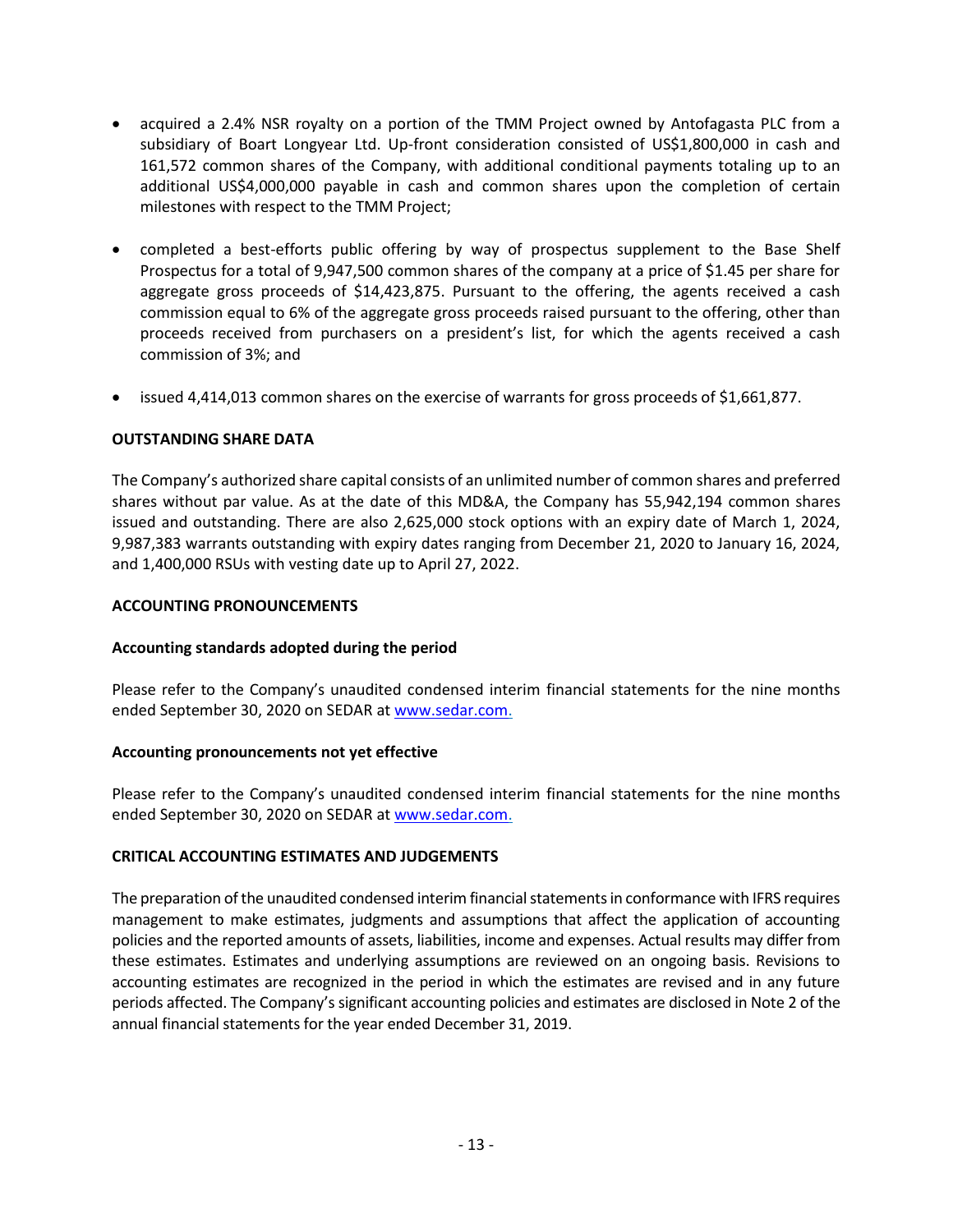- acquired a 2.4% NSR royalty on a portion of the TMM Project owned by Antofagasta PLC from a subsidiary of Boart Longyear Ltd. Up-front consideration consisted of US$1,800,000 in cash and 161,572 common shares of the Company, with additional conditional payments totaling up to an additional US$4,000,000 payable in cash and common shares upon the completion of certain milestones with respect to the TMM Project;

- completed a best-efforts public offering by way of prospectus supplement to the Base Shelf Prospectus for a total of 9,947,500 common shares of the company at a price of $1.45 per share for aggregate gross proceeds of $14,423,875. Pursuant to the offering, the agents received a cash commission equal to 6% of the aggregate gross proceeds raised pursuant to the offering, other than proceeds received from purchasers on a president's list, for which the agents received a cash commission of 3%; and

- issued 4,414,013 common shares on the exercise of warrants for gross proceeds of $1,661,877.

## OUTSTANDING SHARE DATA

The Company's authorized share capital consists of an unlimited number of common shares and preferred shares without par value. As at the date of this MD&A, the Company has 55,942,194 common shares issued and outstanding. There are also 2,625,000 stock options with an expiry date of March 1, 2024, 9,987,383 warrants outstanding with expiry dates ranging from December 21, 2020 to January 16, 2024, and 1,400,000 RSUs with vesting date up to April 27, 2022.

## ACCOUNTING PRONOUNCEMENTS

### Accounting standards adopted during the period

Please refer to the Company's unaudited condensed interim financial statements for the nine months ended September 30, 2020 on SEDAR at www.sedar.com.

### Accounting pronouncements not yet effective

Please refer to the Company's unaudited condensed interim financial statements for the nine months ended September 30, 2020 on SEDAR at www.sedar.com.

## CRITICAL ACCOUNTING ESTIMATES AND JUDGEMENTS

The preparation of the unaudited condensed interim financial statements in conformance with IFRS requires management to make estimates, judgments and assumptions that affect the application of accounting policies and the reported amounts of assets, liabilities, income and expenses. Actual results may differ from these estimates. Estimates and underlying assumptions are reviewed on an ongoing basis. Revisions to accounting estimates are recognized in the period in which the estimates are revised and in any future periods affected. The Company's significant accounting policies and estimates are disclosed in Note 2 of the annual financial statements for the year ended December 31, 2019.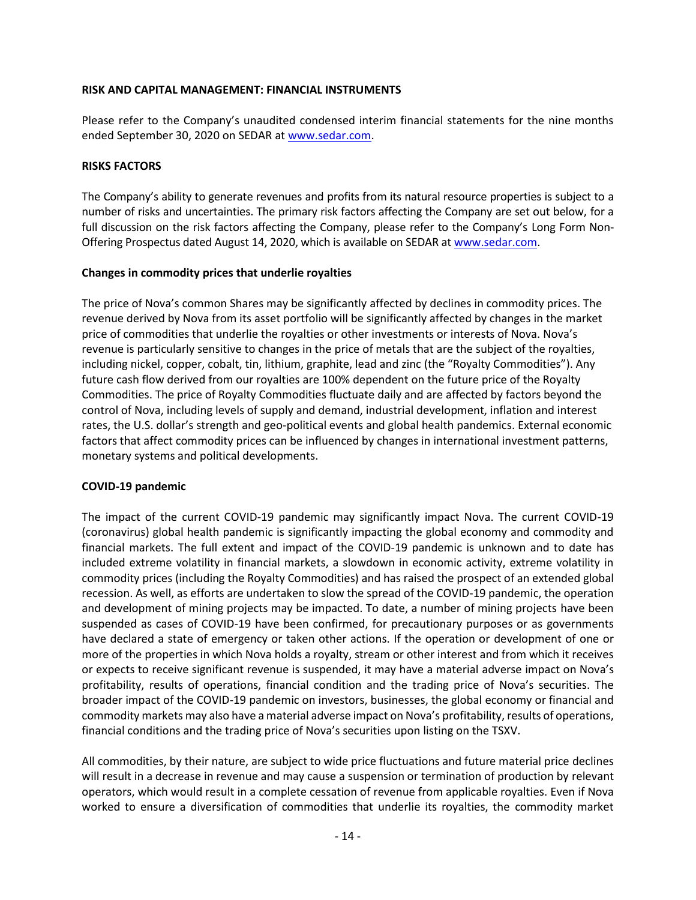## RISK AND CAPITAL MANAGEMENT: FINANCIAL INSTRUMENTS

Please refer to the Company's unaudited condensed interim financial statements for the nine months ended September 30, 2020 on SEDAR at www.sedar.com.

## RISKS FACTORS

The Company's ability to generate revenues and profits from its natural resource properties is subject to a number of risks and uncertainties. The primary risk factors affecting the Company are set out below, for a full discussion on the risk factors affecting the Company, please refer to the Company's Long Form Non-Offering Prospectus dated August 14, 2020, which is available on SEDAR at www.sedar.com.

### Changes in commodity prices that underlie royalties

The price of Nova's common Shares may be significantly affected by declines in commodity prices. The revenue derived by Nova from its asset portfolio will be significantly affected by changes in the market price of commodities that underlie the royalties or other investments or interests of Nova. Nova's revenue is particularly sensitive to changes in the price of metals that are the subject of the royalties, including nickel, copper, cobalt, tin, lithium, graphite, lead and zinc (the "Royalty Commodities"). Any future cash flow derived from our royalties are 100% dependent on the future price of the Royalty Commodities. The price of Royalty Commodities fluctuate daily and are affected by factors beyond the control of Nova, including levels of supply and demand, industrial development, inflation and interest rates, the U.S. dollar's strength and geo-political events and global health pandemics. External economic factors that affect commodity prices can be influenced by changes in international investment patterns, monetary systems and political developments.

### COVID-19 pandemic

The impact of the current COVID-19 pandemic may significantly impact Nova. The current COVID-19 (coronavirus) global health pandemic is significantly impacting the global economy and commodity and financial markets. The full extent and impact of the COVID-19 pandemic is unknown and to date has included extreme volatility in financial markets, a slowdown in economic activity, extreme volatility in commodity prices (including the Royalty Commodities) and has raised the prospect of an extended global recession. As well, as efforts are undertaken to slow the spread of the COVID-19 pandemic, the operation and development of mining projects may be impacted. To date, a number of mining projects have been suspended as cases of COVID-19 have been confirmed, for precautionary purposes or as governments have declared a state of emergency or taken other actions. If the operation or development of one or more of the properties in which Nova holds a royalty, stream or other interest and from which it receives or expects to receive significant revenue is suspended, it may have a material adverse impact on Nova's profitability, results of operations, financial condition and the trading price of Nova's securities. The broader impact of the COVID-19 pandemic on investors, businesses, the global economy or financial and commodity markets may also have a material adverse impact on Nova's profitability, results of operations, financial conditions and the trading price of Nova's securities upon listing on the TSXV.

All commodities, by their nature, are subject to wide price fluctuations and future material price declines will result in a decrease in revenue and may cause a suspension or termination of production by relevant operators, which would result in a complete cessation of revenue from applicable royalties. Even if Nova worked to ensure a diversification of commodities that underlie its royalties, the commodity market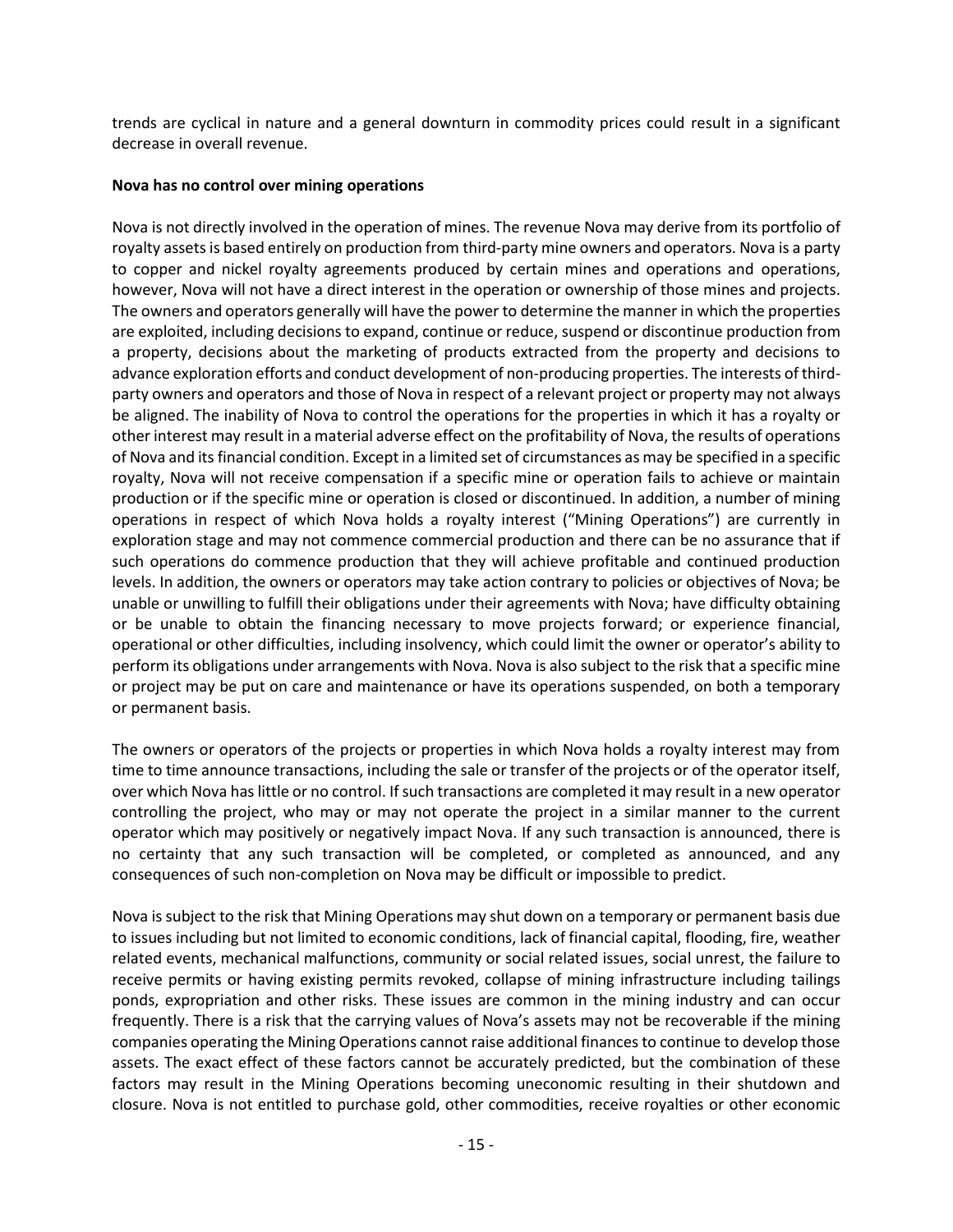trends are cyclical in nature and a general downturn in commodity prices could result in a significant decrease in overall revenue.

**Nova has no control over mining operations**

Nova is not directly involved in the operation of mines. The revenue Nova may derive from its portfolio of royalty assets is based entirely on production from third-party mine owners and operators. Nova is a party to copper and nickel royalty agreements produced by certain mines and operations and operations, however, Nova will not have a direct interest in the operation or ownership of those mines and projects. The owners and operators generally will have the power to determine the manner in which the properties are exploited, including decisions to expand, continue or reduce, suspend or discontinue production from a property, decisions about the marketing of products extracted from the property and decisions to advance exploration efforts and conduct development of non-producing properties. The interests of third-party owners and operators and those of Nova in respect of a relevant project or property may not always be aligned. The inability of Nova to control the operations for the properties in which it has a royalty or other interest may result in a material adverse effect on the profitability of Nova, the results of operations of Nova and its financial condition. Except in a limited set of circumstances as may be specified in a specific royalty, Nova will not receive compensation if a specific mine or operation fails to achieve or maintain production or if the specific mine or operation is closed or discontinued. In addition, a number of mining operations in respect of which Nova holds a royalty interest ("Mining Operations") are currently in exploration stage and may not commence commercial production and there can be no assurance that if such operations do commence production that they will achieve profitable and continued production levels. In addition, the owners or operators may take action contrary to policies or objectives of Nova; be unable or unwilling to fulfill their obligations under their agreements with Nova; have difficulty obtaining or be unable to obtain the financing necessary to move projects forward; or experience financial, operational or other difficulties, including insolvency, which could limit the owner or operator's ability to perform its obligations under arrangements with Nova. Nova is also subject to the risk that a specific mine or project may be put on care and maintenance or have its operations suspended, on both a temporary or permanent basis.

The owners or operators of the projects or properties in which Nova holds a royalty interest may from time to time announce transactions, including the sale or transfer of the projects or of the operator itself, over which Nova has little or no control. If such transactions are completed it may result in a new operator controlling the project, who may or may not operate the project in a similar manner to the current operator which may positively or negatively impact Nova. If any such transaction is announced, there is no certainty that any such transaction will be completed, or completed as announced, and any consequences of such non-completion on Nova may be difficult or impossible to predict.

Nova is subject to the risk that Mining Operations may shut down on a temporary or permanent basis due to issues including but not limited to economic conditions, lack of financial capital, flooding, fire, weather related events, mechanical malfunctions, community or social related issues, social unrest, the failure to receive permits or having existing permits revoked, collapse of mining infrastructure including tailings ponds, expropriation and other risks. These issues are common in the mining industry and can occur frequently. There is a risk that the carrying values of Nova's assets may not be recoverable if the mining companies operating the Mining Operations cannot raise additional finances to continue to develop those assets. The exact effect of these factors cannot be accurately predicted, but the combination of these factors may result in the Mining Operations becoming uneconomic resulting in their shutdown and closure. Nova is not entitled to purchase gold, other commodities, receive royalties or other economic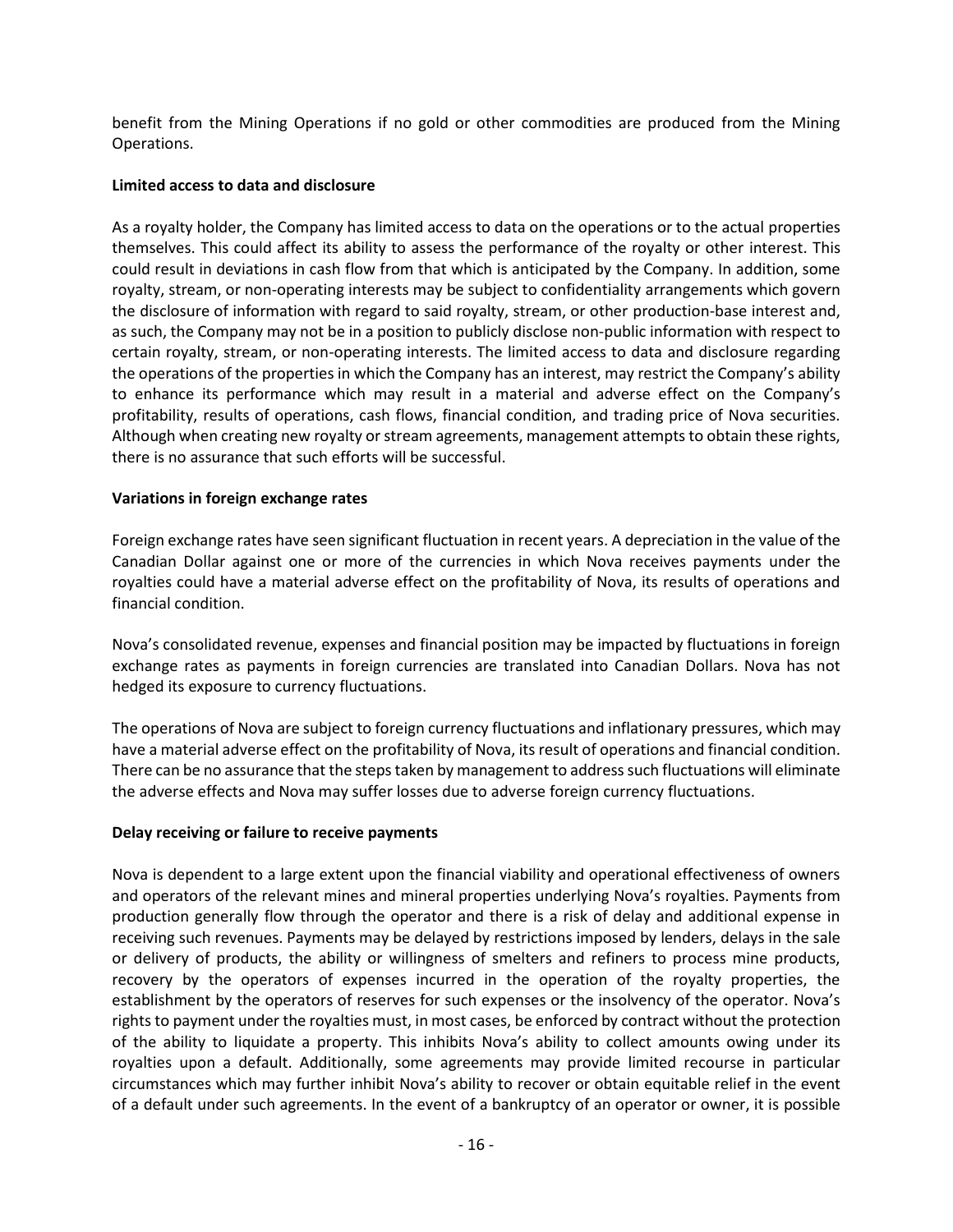benefit from the Mining Operations if no gold or other commodities are produced from the Mining Operations.

**Limited access to data and disclosure**

As a royalty holder, the Company has limited access to data on the operations or to the actual properties themselves. This could affect its ability to assess the performance of the royalty or other interest. This could result in deviations in cash flow from that which is anticipated by the Company. In addition, some royalty, stream, or non-operating interests may be subject to confidentiality arrangements which govern the disclosure of information with regard to said royalty, stream, or other production-base interest and, as such, the Company may not be in a position to publicly disclose non-public information with respect to certain royalty, stream, or non-operating interests. The limited access to data and disclosure regarding the operations of the properties in which the Company has an interest, may restrict the Company's ability to enhance its performance which may result in a material and adverse effect on the Company's profitability, results of operations, cash flows, financial condition, and trading price of Nova securities. Although when creating new royalty or stream agreements, management attempts to obtain these rights, there is no assurance that such efforts will be successful.

**Variations in foreign exchange rates**

Foreign exchange rates have seen significant fluctuation in recent years. A depreciation in the value of the Canadian Dollar against one or more of the currencies in which Nova receives payments under the royalties could have a material adverse effect on the profitability of Nova, its results of operations and financial condition.

Nova's consolidated revenue, expenses and financial position may be impacted by fluctuations in foreign exchange rates as payments in foreign currencies are translated into Canadian Dollars. Nova has not hedged its exposure to currency fluctuations.

The operations of Nova are subject to foreign currency fluctuations and inflationary pressures, which may have a material adverse effect on the profitability of Nova, its result of operations and financial condition. There can be no assurance that the steps taken by management to address such fluctuations will eliminate the adverse effects and Nova may suffer losses due to adverse foreign currency fluctuations.

**Delay receiving or failure to receive payments**

Nova is dependent to a large extent upon the financial viability and operational effectiveness of owners and operators of the relevant mines and mineral properties underlying Nova's royalties. Payments from production generally flow through the operator and there is a risk of delay and additional expense in receiving such revenues. Payments may be delayed by restrictions imposed by lenders, delays in the sale or delivery of products, the ability or willingness of smelters and refiners to process mine products, recovery by the operators of expenses incurred in the operation of the royalty properties, the establishment by the operators of reserves for such expenses or the insolvency of the operator. Nova's rights to payment under the royalties must, in most cases, be enforced by contract without the protection of the ability to liquidate a property. This inhibits Nova's ability to collect amounts owing under its royalties upon a default. Additionally, some agreements may provide limited recourse in particular circumstances which may further inhibit Nova's ability to recover or obtain equitable relief in the event of a default under such agreements. In the event of a bankruptcy of an operator or owner, it is possible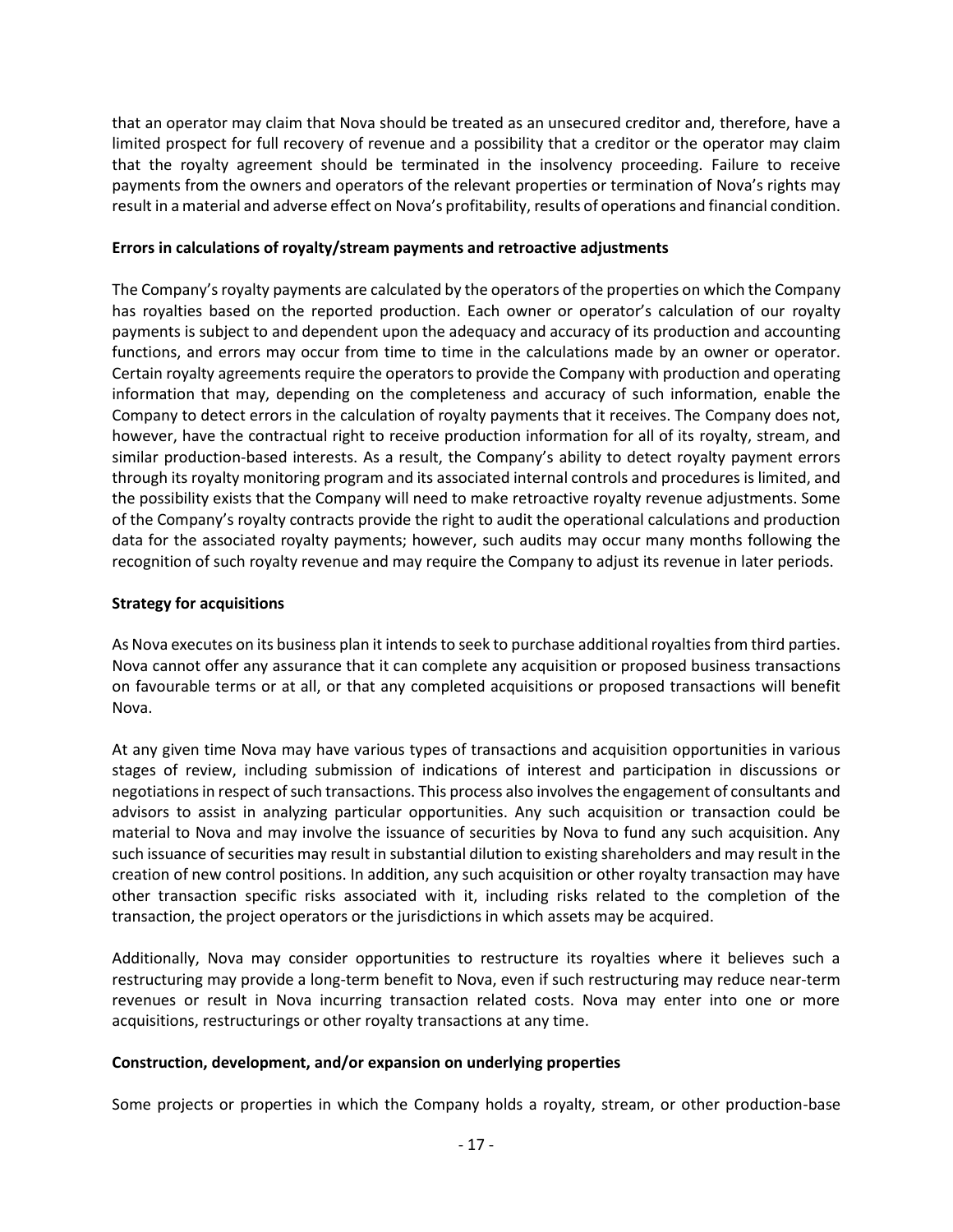that an operator may claim that Nova should be treated as an unsecured creditor and, therefore, have a limited prospect for full recovery of revenue and a possibility that a creditor or the operator may claim that the royalty agreement should be terminated in the insolvency proceeding. Failure to receive payments from the owners and operators of the relevant properties or termination of Nova's rights may result in a material and adverse effect on Nova's profitability, results of operations and financial condition.

**Errors in calculations of royalty/stream payments and retroactive adjustments**

The Company's royalty payments are calculated by the operators of the properties on which the Company has royalties based on the reported production. Each owner or operator's calculation of our royalty payments is subject to and dependent upon the adequacy and accuracy of its production and accounting functions, and errors may occur from time to time in the calculations made by an owner or operator. Certain royalty agreements require the operators to provide the Company with production and operating information that may, depending on the completeness and accuracy of such information, enable the Company to detect errors in the calculation of royalty payments that it receives. The Company does not, however, have the contractual right to receive production information for all of its royalty, stream, and similar production-based interests. As a result, the Company's ability to detect royalty payment errors through its royalty monitoring program and its associated internal controls and procedures is limited, and the possibility exists that the Company will need to make retroactive royalty revenue adjustments. Some of the Company's royalty contracts provide the right to audit the operational calculations and production data for the associated royalty payments; however, such audits may occur many months following the recognition of such royalty revenue and may require the Company to adjust its revenue in later periods.

**Strategy for acquisitions**

As Nova executes on its business plan it intends to seek to purchase additional royalties from third parties. Nova cannot offer any assurance that it can complete any acquisition or proposed business transactions on favourable terms or at all, or that any completed acquisitions or proposed transactions will benefit Nova.

At any given time Nova may have various types of transactions and acquisition opportunities in various stages of review, including submission of indications of interest and participation in discussions or negotiations in respect of such transactions. This process also involves the engagement of consultants and advisors to assist in analyzing particular opportunities. Any such acquisition or transaction could be material to Nova and may involve the issuance of securities by Nova to fund any such acquisition. Any such issuance of securities may result in substantial dilution to existing shareholders and may result in the creation of new control positions. In addition, any such acquisition or other royalty transaction may have other transaction specific risks associated with it, including risks related to the completion of the transaction, the project operators or the jurisdictions in which assets may be acquired.

Additionally, Nova may consider opportunities to restructure its royalties where it believes such a restructuring may provide a long-term benefit to Nova, even if such restructuring may reduce near-term revenues or result in Nova incurring transaction related costs. Nova may enter into one or more acquisitions, restructurings or other royalty transactions at any time.

**Construction, development, and/or expansion on underlying properties**

Some projects or properties in which the Company holds a royalty, stream, or other production-base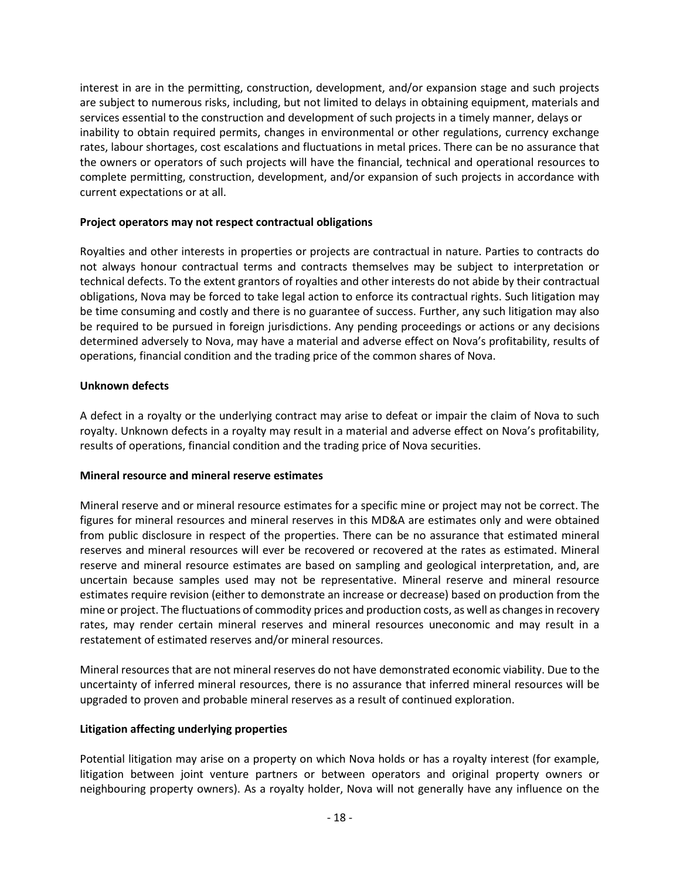interest in are in the permitting, construction, development, and/or expansion stage and such projects are subject to numerous risks, including, but not limited to delays in obtaining equipment, materials and services essential to the construction and development of such projects in a timely manner, delays or inability to obtain required permits, changes in environmental or other regulations, currency exchange rates, labour shortages, cost escalations and fluctuations in metal prices. There can be no assurance that the owners or operators of such projects will have the financial, technical and operational resources to complete permitting, construction, development, and/or expansion of such projects in accordance with current expectations or at all.

**Project operators may not respect contractual obligations**

Royalties and other interests in properties or projects are contractual in nature. Parties to contracts do not always honour contractual terms and contracts themselves may be subject to interpretation or technical defects. To the extent grantors of royalties and other interests do not abide by their contractual obligations, Nova may be forced to take legal action to enforce its contractual rights. Such litigation may be time consuming and costly and there is no guarantee of success. Further, any such litigation may also be required to be pursued in foreign jurisdictions. Any pending proceedings or actions or any decisions determined adversely to Nova, may have a material and adverse effect on Nova's profitability, results of operations, financial condition and the trading price of the common shares of Nova.

**Unknown defects**

A defect in a royalty or the underlying contract may arise to defeat or impair the claim of Nova to such royalty. Unknown defects in a royalty may result in a material and adverse effect on Nova's profitability, results of operations, financial condition and the trading price of Nova securities.

**Mineral resource and mineral reserve estimates**

Mineral reserve and or mineral resource estimates for a specific mine or project may not be correct. The figures for mineral resources and mineral reserves in this MD&A are estimates only and were obtained from public disclosure in respect of the properties. There can be no assurance that estimated mineral reserves and mineral resources will ever be recovered or recovered at the rates as estimated. Mineral reserve and mineral resource estimates are based on sampling and geological interpretation, and, are uncertain because samples used may not be representative. Mineral reserve and mineral resource estimates require revision (either to demonstrate an increase or decrease) based on production from the mine or project. The fluctuations of commodity prices and production costs, as well as changes in recovery rates, may render certain mineral reserves and mineral resources uneconomic and may result in a restatement of estimated reserves and/or mineral resources.

Mineral resources that are not mineral reserves do not have demonstrated economic viability. Due to the uncertainty of inferred mineral resources, there is no assurance that inferred mineral resources will be upgraded to proven and probable mineral reserves as a result of continued exploration.

**Litigation affecting underlying properties**

Potential litigation may arise on a property on which Nova holds or has a royalty interest (for example, litigation between joint venture partners or between operators and original property owners or neighbouring property owners). As a royalty holder, Nova will not generally have any influence on the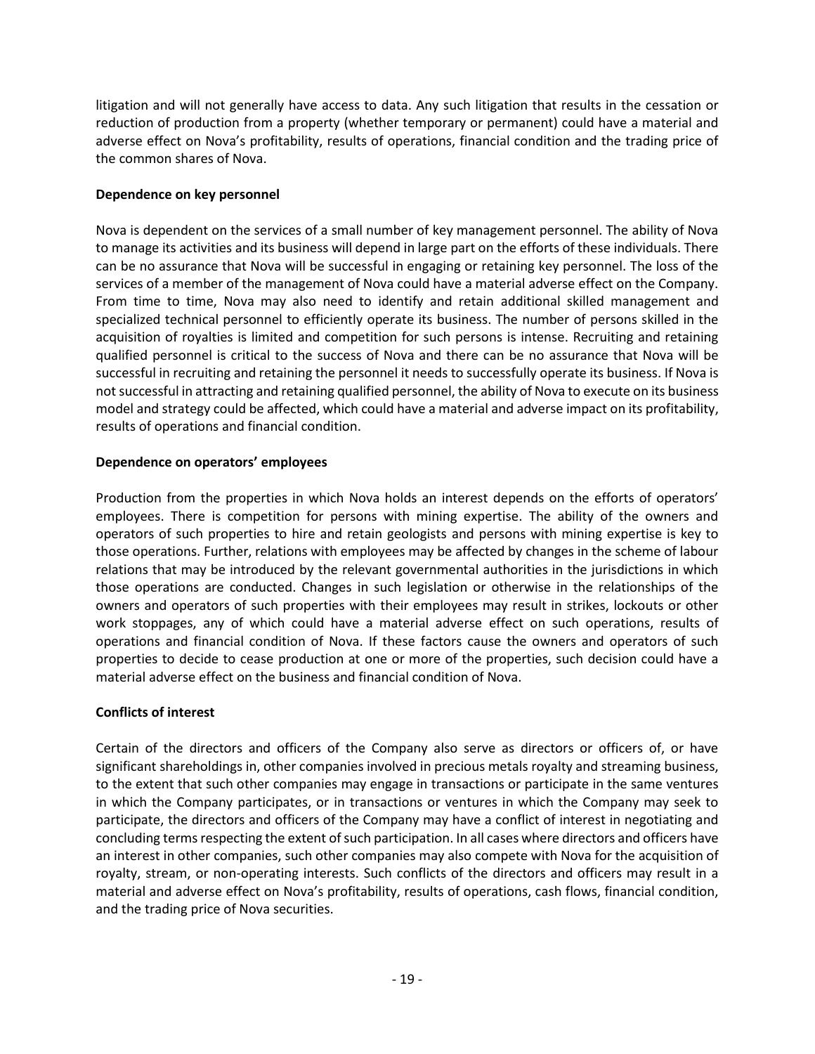litigation and will not generally have access to data. Any such litigation that results in the cessation or reduction of production from a property (whether temporary or permanent) could have a material and adverse effect on Nova's profitability, results of operations, financial condition and the trading price of the common shares of Nova.

**Dependence on key personnel**

Nova is dependent on the services of a small number of key management personnel. The ability of Nova to manage its activities and its business will depend in large part on the efforts of these individuals. There can be no assurance that Nova will be successful in engaging or retaining key personnel. The loss of the services of a member of the management of Nova could have a material adverse effect on the Company. From time to time, Nova may also need to identify and retain additional skilled management and specialized technical personnel to efficiently operate its business. The number of persons skilled in the acquisition of royalties is limited and competition for such persons is intense. Recruiting and retaining qualified personnel is critical to the success of Nova and there can be no assurance that Nova will be successful in recruiting and retaining the personnel it needs to successfully operate its business. If Nova is not successful in attracting and retaining qualified personnel, the ability of Nova to execute on its business model and strategy could be affected, which could have a material and adverse impact on its profitability, results of operations and financial condition.

**Dependence on operators' employees**

Production from the properties in which Nova holds an interest depends on the efforts of operators' employees. There is competition for persons with mining expertise. The ability of the owners and operators of such properties to hire and retain geologists and persons with mining expertise is key to those operations. Further, relations with employees may be affected by changes in the scheme of labour relations that may be introduced by the relevant governmental authorities in the jurisdictions in which those operations are conducted. Changes in such legislation or otherwise in the relationships of the owners and operators of such properties with their employees may result in strikes, lockouts or other work stoppages, any of which could have a material adverse effect on such operations, results of operations and financial condition of Nova. If these factors cause the owners and operators of such properties to decide to cease production at one or more of the properties, such decision could have a material adverse effect on the business and financial condition of Nova.

**Conflicts of interest**

Certain of the directors and officers of the Company also serve as directors or officers of, or have significant shareholdings in, other companies involved in precious metals royalty and streaming business, to the extent that such other companies may engage in transactions or participate in the same ventures in which the Company participates, or in transactions or ventures in which the Company may seek to participate, the directors and officers of the Company may have a conflict of interest in negotiating and concluding terms respecting the extent of such participation. In all cases where directors and officers have an interest in other companies, such other companies may also compete with Nova for the acquisition of royalty, stream, or non-operating interests. Such conflicts of the directors and officers may result in a material and adverse effect on Nova's profitability, results of operations, cash flows, financial condition, and the trading price of Nova securities.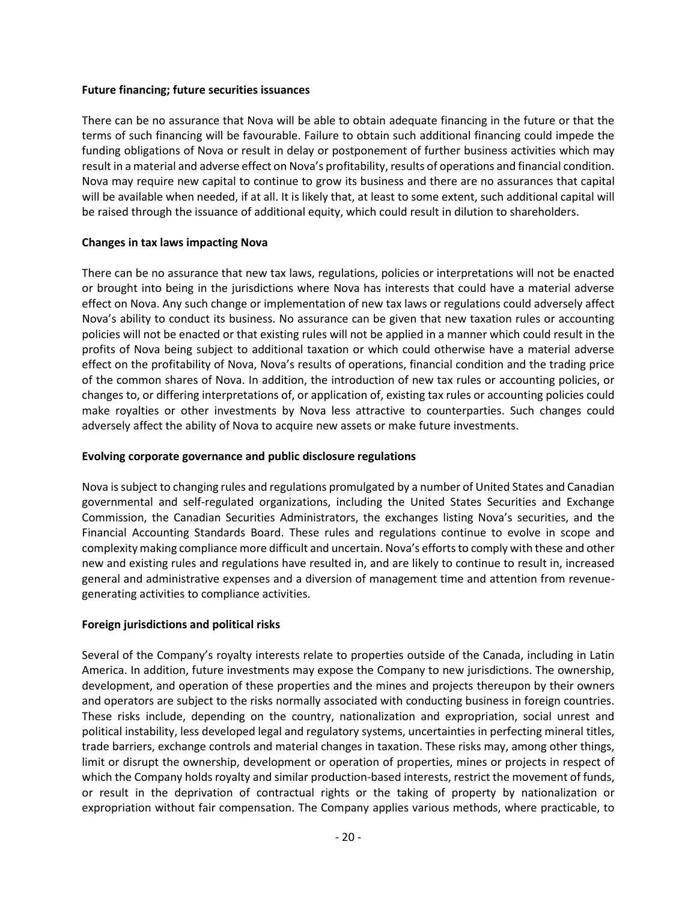**Future financing; future securities issuances**

There can be no assurance that Nova will be able to obtain adequate financing in the future or that the terms of such financing will be favourable. Failure to obtain such additional financing could impede the funding obligations of Nova or result in delay or postponement of further business activities which may result in a material and adverse effect on Nova's profitability, results of operations and financial condition. Nova may require new capital to continue to grow its business and there are no assurances that capital will be available when needed, if at all. It is likely that, at least to some extent, such additional capital will be raised through the issuance of additional equity, which could result in dilution to shareholders.

**Changes in tax laws impacting Nova**

There can be no assurance that new tax laws, regulations, policies or interpretations will not be enacted or brought into being in the jurisdictions where Nova has interests that could have a material adverse effect on Nova. Any such change or implementation of new tax laws or regulations could adversely affect Nova's ability to conduct its business. No assurance can be given that new taxation rules or accounting policies will not be enacted or that existing rules will not be applied in a manner which could result in the profits of Nova being subject to additional taxation or which could otherwise have a material adverse effect on the profitability of Nova, Nova's results of operations, financial condition and the trading price of the common shares of Nova. In addition, the introduction of new tax rules or accounting policies, or changes to, or differing interpretations of, or application of, existing tax rules or accounting policies could make royalties or other investments by Nova less attractive to counterparties. Such changes could adversely affect the ability of Nova to acquire new assets or make future investments.

**Evolving corporate governance and public disclosure regulations**

Nova is subject to changing rules and regulations promulgated by a number of United States and Canadian governmental and self-regulated organizations, including the United States Securities and Exchange Commission, the Canadian Securities Administrators, the exchanges listing Nova's securities, and the Financial Accounting Standards Board. These rules and regulations continue to evolve in scope and complexity making compliance more difficult and uncertain. Nova's efforts to comply with these and other new and existing rules and regulations have resulted in, and are likely to continue to result in, increased general and administrative expenses and a diversion of management time and attention from revenue-generating activities to compliance activities.

**Foreign jurisdictions and political risks**

Several of the Company's royalty interests relate to properties outside of the Canada, including in Latin America. In addition, future investments may expose the Company to new jurisdictions. The ownership, development, and operation of these properties and the mines and projects thereupon by their owners and operators are subject to the risks normally associated with conducting business in foreign countries. These risks include, depending on the country, nationalization and expropriation, social unrest and political instability, less developed legal and regulatory systems, uncertainties in perfecting mineral titles, trade barriers, exchange controls and material changes in taxation. These risks may, among other things, limit or disrupt the ownership, development or operation of properties, mines or projects in respect of which the Company holds royalty and similar production-based interests, restrict the movement of funds, or result in the deprivation of contractual rights or the taking of property by nationalization or expropriation without fair compensation. The Company applies various methods, where practicable, to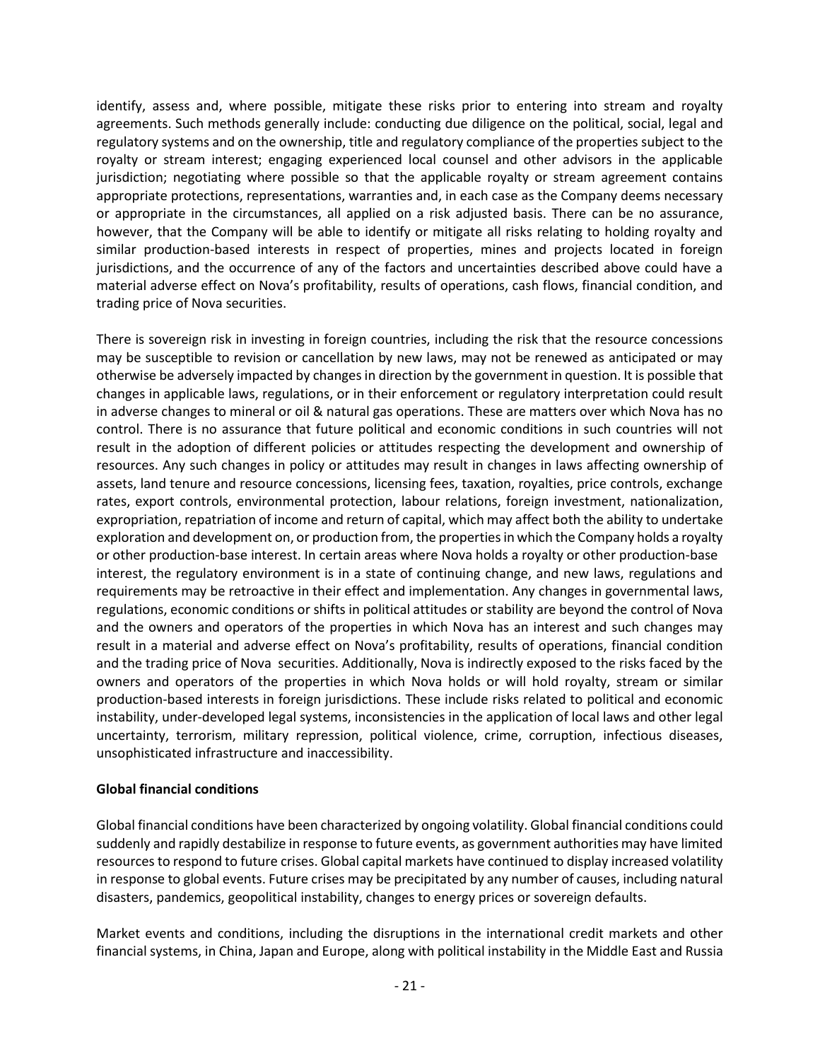identify, assess and, where possible, mitigate these risks prior to entering into stream and royalty agreements. Such methods generally include: conducting due diligence on the political, social, legal and regulatory systems and on the ownership, title and regulatory compliance of the properties subject to the royalty or stream interest; engaging experienced local counsel and other advisors in the applicable jurisdiction; negotiating where possible so that the applicable royalty or stream agreement contains appropriate protections, representations, warranties and, in each case as the Company deems necessary or appropriate in the circumstances, all applied on a risk adjusted basis. There can be no assurance, however, that the Company will be able to identify or mitigate all risks relating to holding royalty and similar production-based interests in respect of properties, mines and projects located in foreign jurisdictions, and the occurrence of any of the factors and uncertainties described above could have a material adverse effect on Nova's profitability, results of operations, cash flows, financial condition, and trading price of Nova securities.

There is sovereign risk in investing in foreign countries, including the risk that the resource concessions may be susceptible to revision or cancellation by new laws, may not be renewed as anticipated or may otherwise be adversely impacted by changes in direction by the government in question. It is possible that changes in applicable laws, regulations, or in their enforcement or regulatory interpretation could result in adverse changes to mineral or oil & natural gas operations. These are matters over which Nova has no control. There is no assurance that future political and economic conditions in such countries will not result in the adoption of different policies or attitudes respecting the development and ownership of resources. Any such changes in policy or attitudes may result in changes in laws affecting ownership of assets, land tenure and resource concessions, licensing fees, taxation, royalties, price controls, exchange rates, export controls, environmental protection, labour relations, foreign investment, nationalization, expropriation, repatriation of income and return of capital, which may affect both the ability to undertake exploration and development on, or production from, the properties in which the Company holds a royalty or other production-base interest. In certain areas where Nova holds a royalty or other production-base interest, the regulatory environment is in a state of continuing change, and new laws, regulations and requirements may be retroactive in their effect and implementation. Any changes in governmental laws, regulations, economic conditions or shifts in political attitudes or stability are beyond the control of Nova and the owners and operators of the properties in which Nova has an interest and such changes may result in a material and adverse effect on Nova's profitability, results of operations, financial condition and the trading price of Nova securities. Additionally, Nova is indirectly exposed to the risks faced by the owners and operators of the properties in which Nova holds or will hold royalty, stream or similar production-based interests in foreign jurisdictions. These include risks related to political and economic instability, under-developed legal systems, inconsistencies in the application of local laws and other legal uncertainty, terrorism, military repression, political violence, crime, corruption, infectious diseases, unsophisticated infrastructure and inaccessibility.

**Global financial conditions**

Global financial conditions have been characterized by ongoing volatility. Global financial conditions could suddenly and rapidly destabilize in response to future events, as government authorities may have limited resources to respond to future crises. Global capital markets have continued to display increased volatility in response to global events. Future crises may be precipitated by any number of causes, including natural disasters, pandemics, geopolitical instability, changes to energy prices or sovereign defaults.

Market events and conditions, including the disruptions in the international credit markets and other financial systems, in China, Japan and Europe, along with political instability in the Middle East and Russia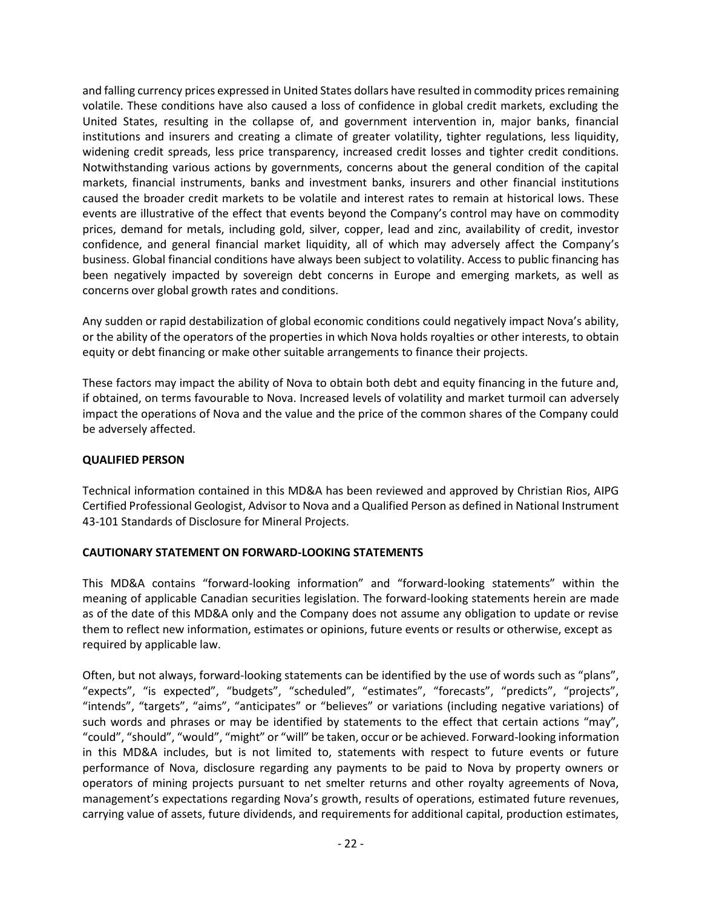and falling currency prices expressed in United States dollars have resulted in commodity prices remaining volatile. These conditions have also caused a loss of confidence in global credit markets, excluding the United States, resulting in the collapse of, and government intervention in, major banks, financial institutions and insurers and creating a climate of greater volatility, tighter regulations, less liquidity, widening credit spreads, less price transparency, increased credit losses and tighter credit conditions. Notwithstanding various actions by governments, concerns about the general condition of the capital markets, financial instruments, banks and investment banks, insurers and other financial institutions caused the broader credit markets to be volatile and interest rates to remain at historical lows. These events are illustrative of the effect that events beyond the Company's control may have on commodity prices, demand for metals, including gold, silver, copper, lead and zinc, availability of credit, investor confidence, and general financial market liquidity, all of which may adversely affect the Company's business. Global financial conditions have always been subject to volatility. Access to public financing has been negatively impacted by sovereign debt concerns in Europe and emerging markets, as well as concerns over global growth rates and conditions.

Any sudden or rapid destabilization of global economic conditions could negatively impact Nova's ability, or the ability of the operators of the properties in which Nova holds royalties or other interests, to obtain equity or debt financing or make other suitable arrangements to finance their projects.

These factors may impact the ability of Nova to obtain both debt and equity financing in the future and, if obtained, on terms favourable to Nova. Increased levels of volatility and market turmoil can adversely impact the operations of Nova and the value and the price of the common shares of the Company could be adversely affected.

## QUALIFIED PERSON

Technical information contained in this MD&A has been reviewed and approved by Christian Rios, AIPG Certified Professional Geologist, Advisor to Nova and a Qualified Person as defined in National Instrument 43-101 Standards of Disclosure for Mineral Projects.

## CAUTIONARY STATEMENT ON FORWARD-LOOKING STATEMENTS

This MD&A contains "forward-looking information" and "forward-looking statements" within the meaning of applicable Canadian securities legislation. The forward-looking statements herein are made as of the date of this MD&A only and the Company does not assume any obligation to update or revise them to reflect new information, estimates or opinions, future events or results or otherwise, except as required by applicable law.

Often, but not always, forward-looking statements can be identified by the use of words such as "plans", "expects", "is expected", "budgets", "scheduled", "estimates", "forecasts", "predicts", "projects", "intends", "targets", "aims", "anticipates" or "believes" or variations (including negative variations) of such words and phrases or may be identified by statements to the effect that certain actions "may", "could", "should", "would", "might" or "will" be taken, occur or be achieved. Forward-looking information in this MD&A includes, but is not limited to, statements with respect to future events or future performance of Nova, disclosure regarding any payments to be paid to Nova by property owners or operators of mining projects pursuant to net smelter returns and other royalty agreements of Nova, management's expectations regarding Nova's growth, results of operations, estimated future revenues, carrying value of assets, future dividends, and requirements for additional capital, production estimates,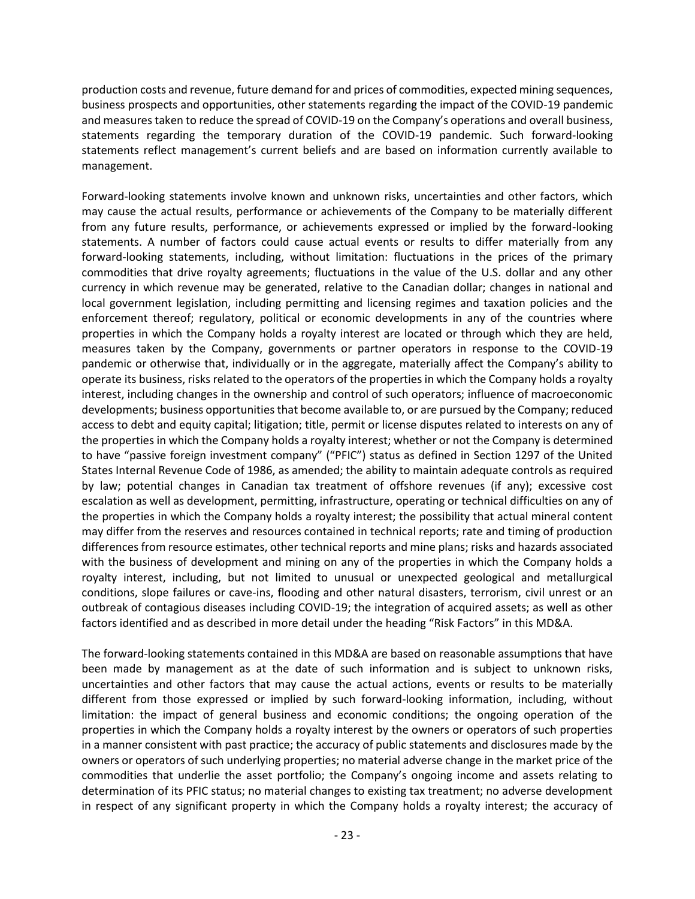production costs and revenue, future demand for and prices of commodities, expected mining sequences, business prospects and opportunities, other statements regarding the impact of the COVID-19 pandemic and measures taken to reduce the spread of COVID-19 on the Company's operations and overall business, statements regarding the temporary duration of the COVID-19 pandemic. Such forward-looking statements reflect management's current beliefs and are based on information currently available to management.

Forward-looking statements involve known and unknown risks, uncertainties and other factors, which may cause the actual results, performance or achievements of the Company to be materially different from any future results, performance, or achievements expressed or implied by the forward-looking statements. A number of factors could cause actual events or results to differ materially from any forward-looking statements, including, without limitation: fluctuations in the prices of the primary commodities that drive royalty agreements; fluctuations in the value of the U.S. dollar and any other currency in which revenue may be generated, relative to the Canadian dollar; changes in national and local government legislation, including permitting and licensing regimes and taxation policies and the enforcement thereof; regulatory, political or economic developments in any of the countries where properties in which the Company holds a royalty interest are located or through which they are held, measures taken by the Company, governments or partner operators in response to the COVID-19 pandemic or otherwise that, individually or in the aggregate, materially affect the Company's ability to operate its business, risks related to the operators of the properties in which the Company holds a royalty interest, including changes in the ownership and control of such operators; influence of macroeconomic developments; business opportunities that become available to, or are pursued by the Company; reduced access to debt and equity capital; litigation; title, permit or license disputes related to interests on any of the properties in which the Company holds a royalty interest; whether or not the Company is determined to have "passive foreign investment company" ("PFIC") status as defined in Section 1297 of the United States Internal Revenue Code of 1986, as amended; the ability to maintain adequate controls as required by law; potential changes in Canadian tax treatment of offshore revenues (if any); excessive cost escalation as well as development, permitting, infrastructure, operating or technical difficulties on any of the properties in which the Company holds a royalty interest; the possibility that actual mineral content may differ from the reserves and resources contained in technical reports; rate and timing of production differences from resource estimates, other technical reports and mine plans; risks and hazards associated with the business of development and mining on any of the properties in which the Company holds a royalty interest, including, but not limited to unusual or unexpected geological and metallurgical conditions, slope failures or cave-ins, flooding and other natural disasters, terrorism, civil unrest or an outbreak of contagious diseases including COVID-19; the integration of acquired assets; as well as other factors identified and as described in more detail under the heading "Risk Factors" in this MD&A.

The forward-looking statements contained in this MD&A are based on reasonable assumptions that have been made by management as at the date of such information and is subject to unknown risks, uncertainties and other factors that may cause the actual actions, events or results to be materially different from those expressed or implied by such forward-looking information, including, without limitation: the impact of general business and economic conditions; the ongoing operation of the properties in which the Company holds a royalty interest by the owners or operators of such properties in a manner consistent with past practice; the accuracy of public statements and disclosures made by the owners or operators of such underlying properties; no material adverse change in the market price of the commodities that underlie the asset portfolio; the Company's ongoing income and assets relating to determination of its PFIC status; no material changes to existing tax treatment; no adverse development in respect of any significant property in which the Company holds a royalty interest; the accuracy of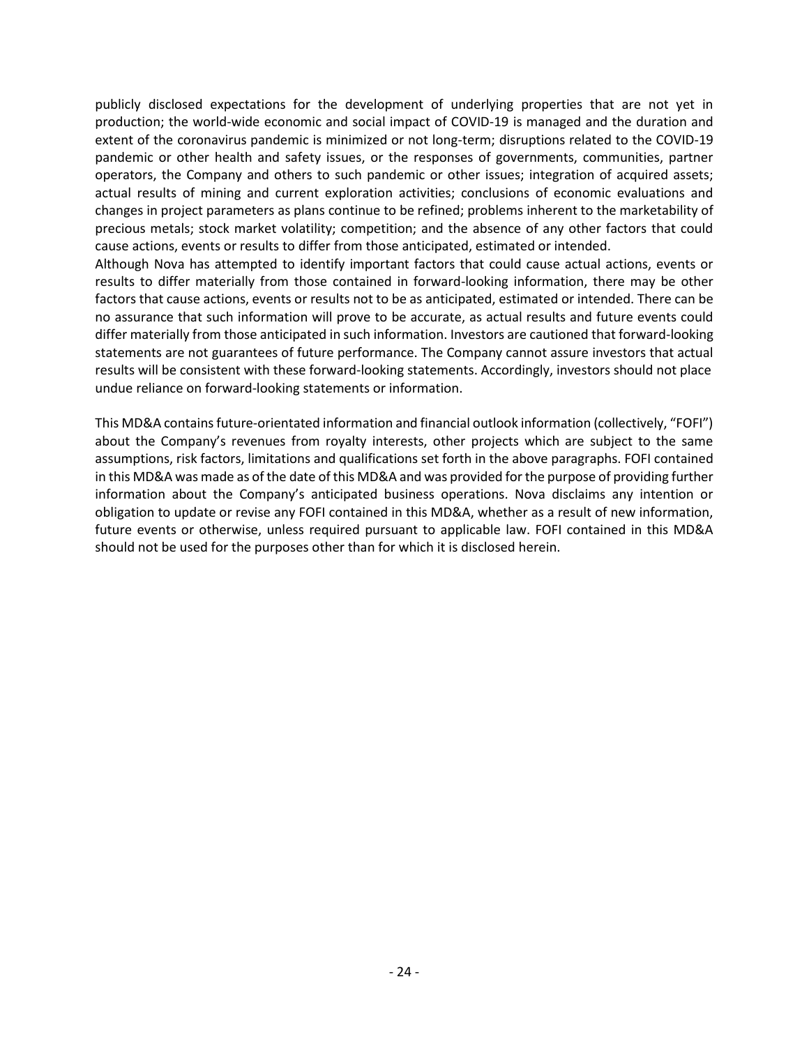publicly disclosed expectations for the development of underlying properties that are not yet in production; the world-wide economic and social impact of COVID-19 is managed and the duration and extent of the coronavirus pandemic is minimized or not long-term; disruptions related to the COVID-19 pandemic or other health and safety issues, or the responses of governments, communities, partner operators, the Company and others to such pandemic or other issues; integration of acquired assets; actual results of mining and current exploration activities; conclusions of economic evaluations and changes in project parameters as plans continue to be refined; problems inherent to the marketability of precious metals; stock market volatility; competition; and the absence of any other factors that could cause actions, events or results to differ from those anticipated, estimated or intended.

Although Nova has attempted to identify important factors that could cause actual actions, events or results to differ materially from those contained in forward-looking information, there may be other factors that cause actions, events or results not to be as anticipated, estimated or intended. There can be no assurance that such information will prove to be accurate, as actual results and future events could differ materially from those anticipated in such information. Investors are cautioned that forward-looking statements are not guarantees of future performance. The Company cannot assure investors that actual results will be consistent with these forward-looking statements. Accordingly, investors should not place undue reliance on forward-looking statements or information.

This MD&A contains future-orientated information and financial outlook information (collectively, "FOFI") about the Company's revenues from royalty interests, other projects which are subject to the same assumptions, risk factors, limitations and qualifications set forth in the above paragraphs. FOFI contained in this MD&A was made as of the date of this MD&A and was provided for the purpose of providing further information about the Company's anticipated business operations. Nova disclaims any intention or obligation to update or revise any FOFI contained in this MD&A, whether as a result of new information, future events or otherwise, unless required pursuant to applicable law. FOFI contained in this MD&A should not be used for the purposes other than for which it is disclosed herein.